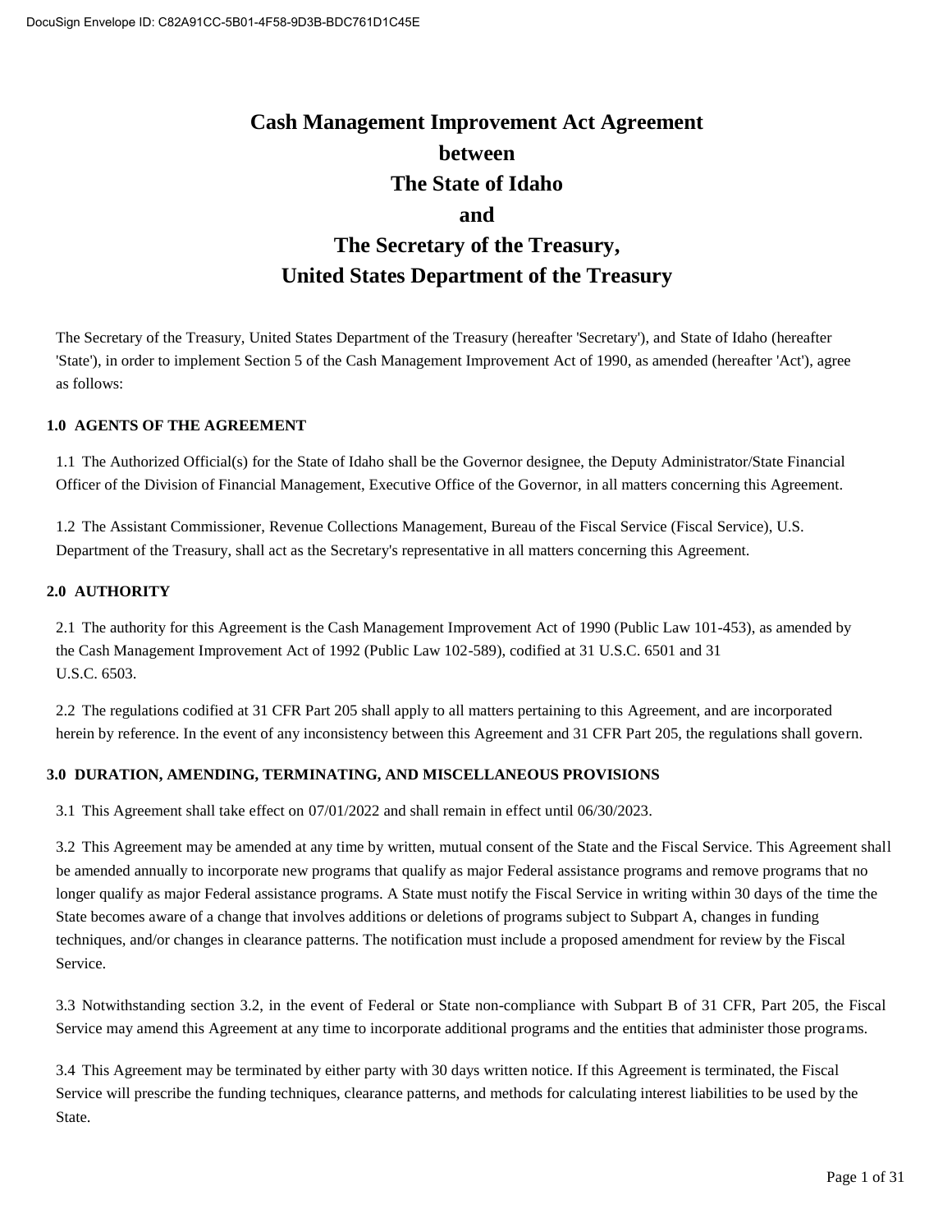DocuSign Envelope ID: C82A91CC-5B01-4F58-9D3B-BDC761D1C45E

# Cash Management Improvement Act Agreement
# between
# The State of Idaho
# and
# The Secretary of the Treasury,
# United States Department of the Treasury

The Secretary of the Treasury, United States Department of the Treasury (hereafter 'Secretary'), and State of Idaho (hereafter 'State'), in order to implement Section 5 of the Cash Management Improvement Act of 1990, as amended (hereafter 'Act'), agree as follows:

## 1.0 AGENTS OF THE AGREEMENT

1.1 The Authorized Official(s) for the State of Idaho shall be the Governor designee, the Deputy Administrator/State Financial Officer of the Division of Financial Management, Executive Office of the Governor, in all matters concerning this Agreement.

1.2 The Assistant Commissioner, Revenue Collections Management, Bureau of the Fiscal Service (Fiscal Service), U.S. Department of the Treasury, shall act as the Secretary's representative in all matters concerning this Agreement.

## 2.0 AUTHORITY

2.1 The authority for this Agreement is the Cash Management Improvement Act of 1990 (Public Law 101-453), as amended by the Cash Management Improvement Act of 1992 (Public Law 102-589), codified at 31 U.S.C. 6501 and 31 U.S.C. 6503.

2.2 The regulations codified at 31 CFR Part 205 shall apply to all matters pertaining to this Agreement, and are incorporated herein by reference. In the event of any inconsistency between this Agreement and 31 CFR Part 205, the regulations shall govern.

## 3.0 DURATION, AMENDING, TERMINATING, AND MISCELLANEOUS PROVISIONS

3.1 This Agreement shall take effect on 07/01/2022 and shall remain in effect until 06/30/2023.

3.2 This Agreement may be amended at any time by written, mutual consent of the State and the Fiscal Service. This Agreement shall be amended annually to incorporate new programs that qualify as major Federal assistance programs and remove programs that no longer qualify as major Federal assistance programs. A State must notify the Fiscal Service in writing within 30 days of the time the State becomes aware of a change that involves additions or deletions of programs subject to Subpart A, changes in funding techniques, and/or changes in clearance patterns. The notification must include a proposed amendment for review by the Fiscal Service.

3.3 Notwithstanding section 3.2, in the event of Federal or State non-compliance with Subpart B of 31 CFR, Part 205, the Fiscal Service may amend this Agreement at any time to incorporate additional programs and the entities that administer those programs.

3.4 This Agreement may be terminated by either party with 30 days written notice. If this Agreement is terminated, the Fiscal Service will prescribe the funding techniques, clearance patterns, and methods for calculating interest liabilities to be used by the State.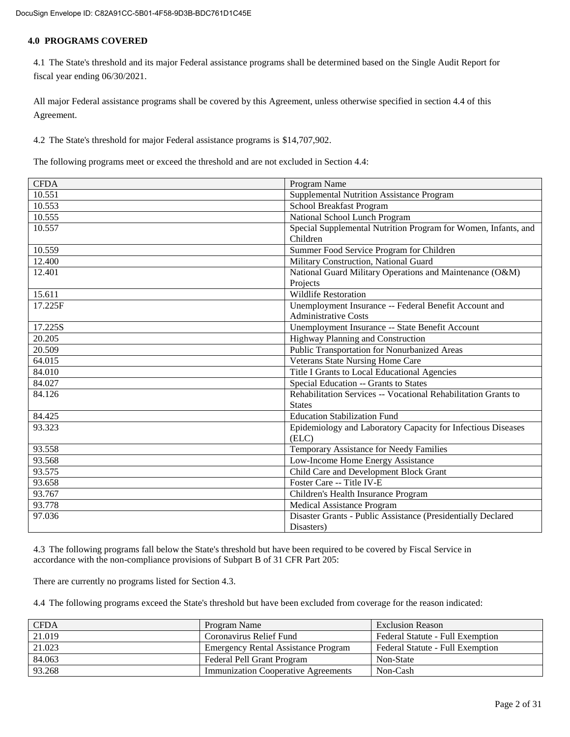## 4.0 PROGRAMS COVERED

4.1 The State's threshold and its major Federal assistance programs shall be determined based on the Single Audit Report for fiscal year ending 06/30/2021.

All major Federal assistance programs shall be covered by this Agreement, unless otherwise specified in section 4.4 of this Agreement.

4.2 The State's threshold for major Federal assistance programs is $14,707,902.

The following programs meet or exceed the threshold and are not excluded in Section 4.4:

| CFDA | Program Name |
|---|---|
| 10.551 | Supplemental Nutrition Assistance Program |
| 10.553 | School Breakfast Program |
| 10.555 | National School Lunch Program |
| 10.557 | Special Supplemental Nutrition Program for Women, Infants, and Children |
| 10.559 | Summer Food Service Program for Children |
| 12.400 | Military Construction, National Guard |
| 12.401 | National Guard Military Operations and Maintenance (O&M) Projects |
| 15.611 | Wildlife Restoration |
| 17.225F | Unemployment Insurance -- Federal Benefit Account and Administrative Costs |
| 17.225S | Unemployment Insurance -- State Benefit Account |
| 20.205 | Highway Planning and Construction |
| 20.509 | Public Transportation for Nonurbanized Areas |
| 64.015 | Veterans State Nursing Home Care |
| 84.010 | Title I Grants to Local Educational Agencies |
| 84.027 | Special Education -- Grants to States |
| 84.126 | Rehabilitation Services -- Vocational Rehabilitation Grants to States |
| 84.425 | Education Stabilization Fund |
| 93.323 | Epidemiology and Laboratory Capacity for Infectious Diseases (ELC) |
| 93.558 | Temporary Assistance for Needy Families |
| 93.568 | Low-Income Home Energy Assistance |
| 93.575 | Child Care and Development Block Grant |
| 93.658 | Foster Care -- Title IV-E |
| 93.767 | Children's Health Insurance Program |
| 93.778 | Medical Assistance Program |
| 97.036 | Disaster Grants - Public Assistance (Presidentially Declared Disasters) |

4.3 The following programs fall below the State's threshold but have been required to be covered by Fiscal Service in accordance with the non-compliance provisions of Subpart B of 31 CFR Part 205:

There are currently no programs listed for Section 4.3.

4.4 The following programs exceed the State's threshold but have been excluded from coverage for the reason indicated:

| CFDA | Program Name | Exclusion Reason |
|---|---|---|
| 21.019 | Coronavirus Relief Fund | Federal Statute - Full Exemption |
| 21.023 | Emergency Rental Assistance Program | Federal Statute - Full Exemption |
| 84.063 | Federal Pell Grant Program | Non-State |
| 93.268 | Immunization Cooperative Agreements | Non-Cash |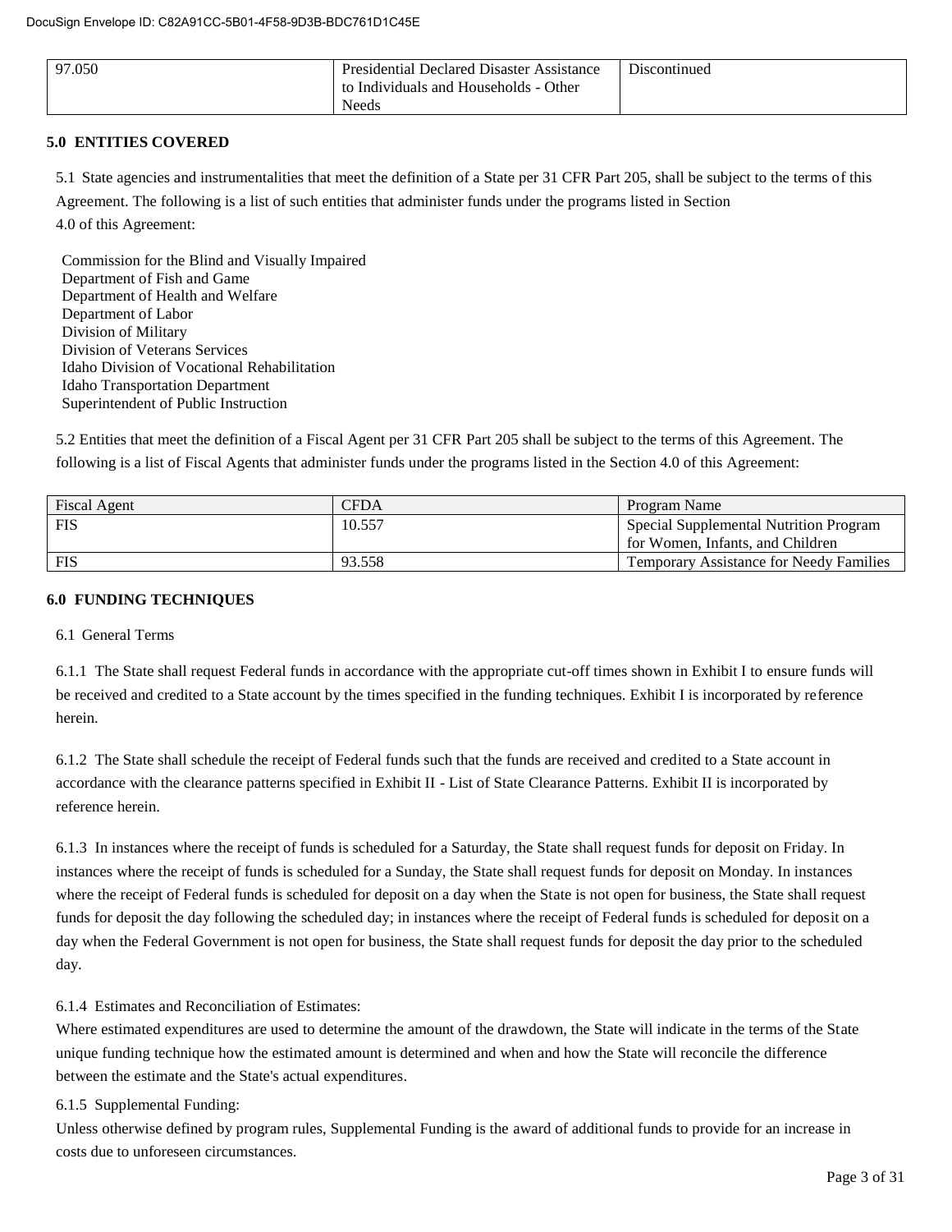| 97.050 | Presidential Declared Disaster Assistance to Individuals and Households - Other Needs | Discontinued |
|---|---|---|

### 5.0 ENTITIES COVERED

5.1 State agencies and instrumentalities that meet the definition of a State per 31 CFR Part 205, shall be subject to the terms of this Agreement. The following is a list of such entities that administer funds under the programs listed in Section 4.0 of this Agreement:

Commission for the Blind and Visually Impaired
Department of Fish and Game
Department of Health and Welfare
Department of Labor
Division of Military
Division of Veterans Services
Idaho Division of Vocational Rehabilitation
Idaho Transportation Department
Superintendent of Public Instruction

5.2 Entities that meet the definition of a Fiscal Agent per 31 CFR Part 205 shall be subject to the terms of this Agreement. The following is a list of Fiscal Agents that administer funds under the programs listed in the Section 4.0 of this Agreement:

| Fiscal Agent | CFDA | Program Name |
|---|---|---|
| FIS | 10.557 | Special Supplemental Nutrition Program for Women, Infants, and Children |
| FIS | 93.558 | Temporary Assistance for Needy Families |

### 6.0 FUNDING TECHNIQUES

6.1 General Terms

6.1.1 The State shall request Federal funds in accordance with the appropriate cut-off times shown in Exhibit I to ensure funds will be received and credited to a State account by the times specified in the funding techniques. Exhibit I is incorporated by reference herein.

6.1.2 The State shall schedule the receipt of Federal funds such that the funds are received and credited to a State account in accordance with the clearance patterns specified in Exhibit II - List of State Clearance Patterns. Exhibit II is incorporated by reference herein.

6.1.3 In instances where the receipt of funds is scheduled for a Saturday, the State shall request funds for deposit on Friday. In instances where the receipt of funds is scheduled for a Sunday, the State shall request funds for deposit on Monday. In instances where the receipt of Federal funds is scheduled for deposit on a day when the State is not open for business, the State shall request funds for deposit the day following the scheduled day; in instances where the receipt of Federal funds is scheduled for deposit on a day when the Federal Government is not open for business, the State shall request funds for deposit the day prior to the scheduled day.

6.1.4 Estimates and Reconciliation of Estimates:
Where estimated expenditures are used to determine the amount of the drawdown, the State will indicate in the terms of the State unique funding technique how the estimated amount is determined and when and how the State will reconcile the difference between the estimate and the State's actual expenditures.

6.1.5 Supplemental Funding:
Unless otherwise defined by program rules, Supplemental Funding is the award of additional funds to provide for an increase in costs due to unforeseen circumstances.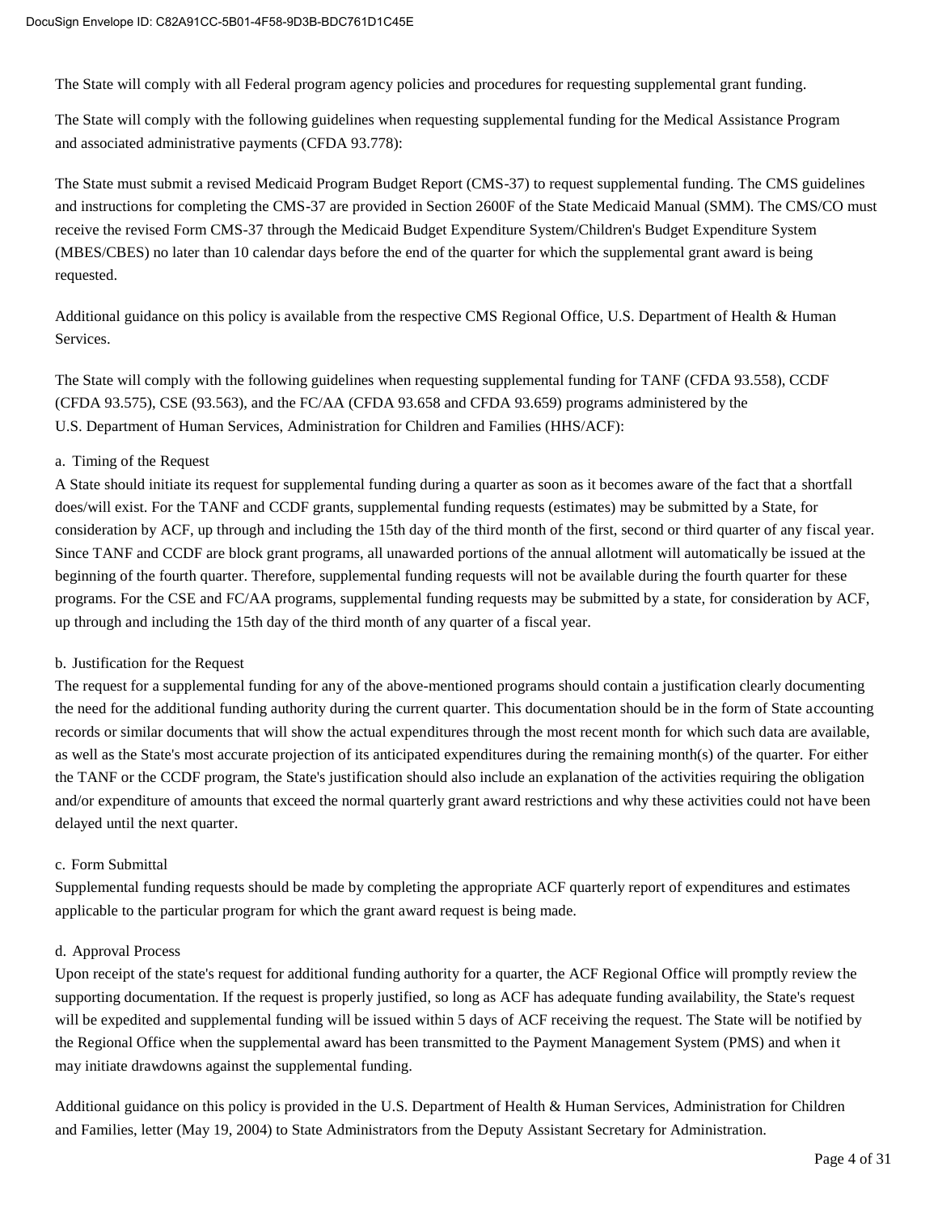The State will comply with all Federal program agency policies and procedures for requesting supplemental grant funding.

The State will comply with the following guidelines when requesting supplemental funding for the Medical Assistance Program and associated administrative payments (CFDA 93.778):

The State must submit a revised Medicaid Program Budget Report (CMS-37) to request supplemental funding. The CMS guidelines and instructions for completing the CMS-37 are provided in Section 2600F of the State Medicaid Manual (SMM). The CMS/CO must receive the revised Form CMS-37 through the Medicaid Budget Expenditure System/Children's Budget Expenditure System (MBES/CBES) no later than 10 calendar days before the end of the quarter for which the supplemental grant award is being requested.

Additional guidance on this policy is available from the respective CMS Regional Office, U.S. Department of Health & Human Services.

The State will comply with the following guidelines when requesting supplemental funding for TANF (CFDA 93.558), CCDF (CFDA 93.575), CSE (93.563), and the FC/AA (CFDA 93.658 and CFDA 93.659) programs administered by the U.S. Department of Human Services, Administration for Children and Families (HHS/ACF):

a. Timing of the Request

A State should initiate its request for supplemental funding during a quarter as soon as it becomes aware of the fact that a shortfall does/will exist. For the TANF and CCDF grants, supplemental funding requests (estimates) may be submitted by a State, for consideration by ACF, up through and including the 15th day of the third month of the first, second or third quarter of any fiscal year. Since TANF and CCDF are block grant programs, all unawarded portions of the annual allotment will automatically be issued at the beginning of the fourth quarter. Therefore, supplemental funding requests will not be available during the fourth quarter for these programs. For the CSE and FC/AA programs, supplemental funding requests may be submitted by a state, for consideration by ACF, up through and including the 15th day of the third month of any quarter of a fiscal year.

b. Justification for the Request

The request for a supplemental funding for any of the above-mentioned programs should contain a justification clearly documenting the need for the additional funding authority during the current quarter. This documentation should be in the form of State accounting records or similar documents that will show the actual expenditures through the most recent month for which such data are available, as well as the State's most accurate projection of its anticipated expenditures during the remaining month(s) of the quarter. For either the TANF or the CCDF program, the State's justification should also include an explanation of the activities requiring the obligation and/or expenditure of amounts that exceed the normal quarterly grant award restrictions and why these activities could not have been delayed until the next quarter.

c. Form Submittal

Supplemental funding requests should be made by completing the appropriate ACF quarterly report of expenditures and estimates applicable to the particular program for which the grant award request is being made.

d. Approval Process

Upon receipt of the state's request for additional funding authority for a quarter, the ACF Regional Office will promptly review the supporting documentation. If the request is properly justified, so long as ACF has adequate funding availability, the State's request will be expedited and supplemental funding will be issued within 5 days of ACF receiving the request. The State will be notified by the Regional Office when the supplemental award has been transmitted to the Payment Management System (PMS) and when it may initiate drawdowns against the supplemental funding.

Additional guidance on this policy is provided in the U.S. Department of Health & Human Services, Administration for Children and Families, letter (May 19, 2004) to State Administrators from the Deputy Assistant Secretary for Administration.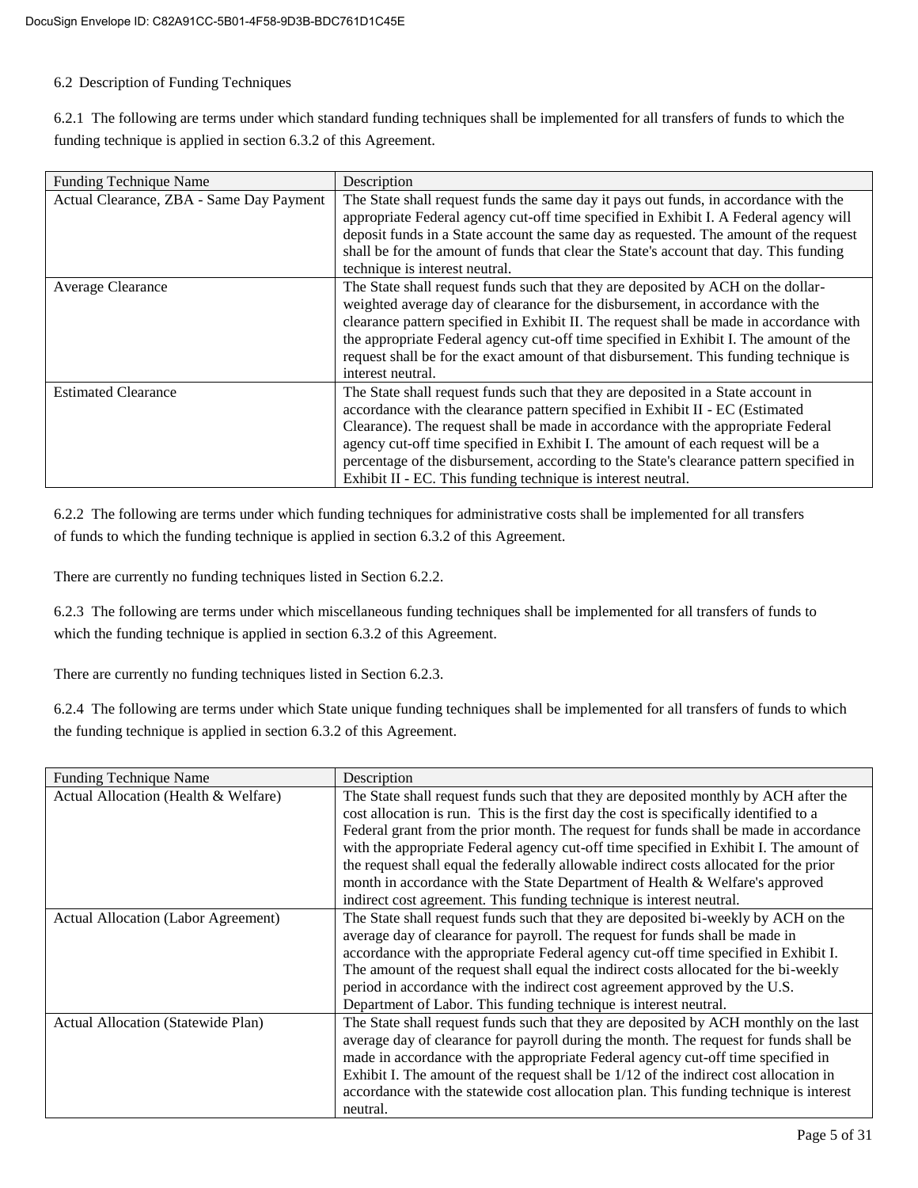### 6.2 Description of Funding Techniques

6.2.1 The following are terms under which standard funding techniques shall be implemented for all transfers of funds to which the funding technique is applied in section 6.3.2 of this Agreement.

| Funding Technique Name | Description |
| --- | --- |
| Actual Clearance, ZBA - Same Day Payment | The State shall request funds the same day it pays out funds, in accordance with the appropriate Federal agency cut-off time specified in Exhibit I. A Federal agency will deposit funds in a State account the same day as requested. The amount of the request shall be for the amount of funds that clear the State's account that day. This funding technique is interest neutral. |
| Average Clearance | The State shall request funds such that they are deposited by ACH on the dollar-weighted average day of clearance for the disbursement, in accordance with the clearance pattern specified in Exhibit II. The request shall be made in accordance with the appropriate Federal agency cut-off time specified in Exhibit I. The amount of the request shall be for the exact amount of that disbursement. This funding technique is interest neutral. |
| Estimated Clearance | The State shall request funds such that they are deposited in a State account in accordance with the clearance pattern specified in Exhibit II - EC (Estimated Clearance). The request shall be made in accordance with the appropriate Federal agency cut-off time specified in Exhibit I. The amount of each request will be a percentage of the disbursement, according to the State's clearance pattern specified in Exhibit II - EC. This funding technique is interest neutral. |

6.2.2 The following are terms under which funding techniques for administrative costs shall be implemented for all transfers of funds to which the funding technique is applied in section 6.3.2 of this Agreement.

There are currently no funding techniques listed in Section 6.2.2.

6.2.3 The following are terms under which miscellaneous funding techniques shall be implemented for all transfers of funds to which the funding technique is applied in section 6.3.2 of this Agreement.

There are currently no funding techniques listed in Section 6.2.3.

6.2.4 The following are terms under which State unique funding techniques shall be implemented for all transfers of funds to which the funding technique is applied in section 6.3.2 of this Agreement.

| Funding Technique Name | Description |
| --- | --- |
| Actual Allocation (Health & Welfare) | The State shall request funds such that they are deposited monthly by ACH after the cost allocation is run. This is the first day the cost is specifically identified to a Federal grant from the prior month. The request for funds shall be made in accordance with the appropriate Federal agency cut-off time specified in Exhibit I. The amount of the request shall equal the federally allowable indirect costs allocated for the prior month in accordance with the State Department of Health & Welfare's approved indirect cost agreement. This funding technique is interest neutral. |
| Actual Allocation (Labor Agreement) | The State shall request funds such that they are deposited bi-weekly by ACH on the average day of clearance for payroll. The request for funds shall be made in accordance with the appropriate Federal agency cut-off time specified in Exhibit I. The amount of the request shall equal the indirect costs allocated for the bi-weekly period in accordance with the indirect cost agreement approved by the U.S. Department of Labor. This funding technique is interest neutral. |
| Actual Allocation (Statewide Plan) | The State shall request funds such that they are deposited by ACH monthly on the last average day of clearance for payroll during the month. The request for funds shall be made in accordance with the appropriate Federal agency cut-off time specified in Exhibit I. The amount of the request shall be 1/12 of the indirect cost allocation in accordance with the statewide cost allocation plan. This funding technique is interest neutral. |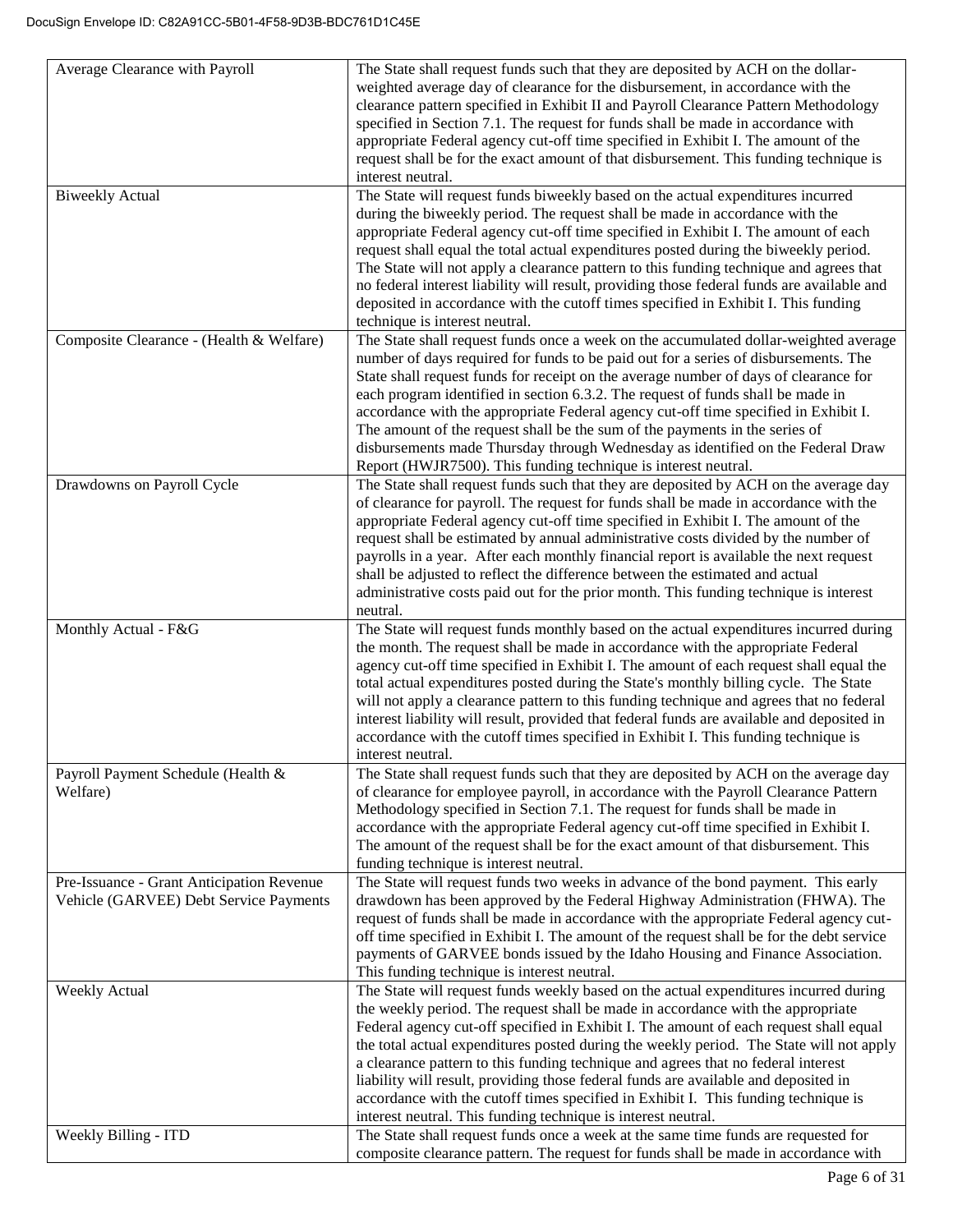DocuSign Envelope ID: C82A91CC-5B01-4F58-9D3B-BDC761D1C45E

| | |
|---|---|
| Average Clearance with Payroll | The State shall request funds such that they are deposited by ACH on the dollar-weighted average day of clearance for the disbursement, in accordance with the clearance pattern specified in Exhibit II and Payroll Clearance Pattern Methodology specified in Section 7.1. The request for funds shall be made in accordance with appropriate Federal agency cut-off time specified in Exhibit I. The amount of the request shall be for the exact amount of that disbursement. This funding technique is interest neutral. |
| Biweekly Actual | The State will request funds biweekly based on the actual expenditures incurred during the biweekly period. The request shall be made in accordance with the appropriate Federal agency cut-off time specified in Exhibit I. The amount of each request shall equal the total actual expenditures posted during the biweekly period. The State will not apply a clearance pattern to this funding technique and agrees that no federal interest liability will result, providing those federal funds are available and deposited in accordance with the cutoff times specified in Exhibit I. This funding technique is interest neutral. |
| Composite Clearance - (Health & Welfare) | The State shall request funds once a week on the accumulated dollar-weighted average number of days required for funds to be paid out for a series of disbursements. The State shall request funds for receipt on the average number of days of clearance for each program identified in section 6.3.2. The request of funds shall be made in accordance with the appropriate Federal agency cut-off time specified in Exhibit I. The amount of the request shall be the sum of the payments in the series of disbursements made Thursday through Wednesday as identified on the Federal Draw Report (HWJR7500). This funding technique is interest neutral. |
| Drawdowns on Payroll Cycle | The State shall request funds such that they are deposited by ACH on the average day of clearance for payroll. The request for funds shall be made in accordance with the appropriate Federal agency cut-off time specified in Exhibit I. The amount of the request shall be estimated by annual administrative costs divided by the number of payrolls in a year. After each monthly financial report is available the next request shall be adjusted to reflect the difference between the estimated and actual administrative costs paid out for the prior month. This funding technique is interest neutral. |
| Monthly Actual - F&G | The State will request funds monthly based on the actual expenditures incurred during the month. The request shall be made in accordance with the appropriate Federal agency cut-off time specified in Exhibit I. The amount of each request shall equal the total actual expenditures posted during the State's monthly billing cycle. The State will not apply a clearance pattern to this funding technique and agrees that no federal interest liability will result, provided that federal funds are available and deposited in accordance with the cutoff times specified in Exhibit I. This funding technique is interest neutral. |
| Payroll Payment Schedule (Health & Welfare) | The State shall request funds such that they are deposited by ACH on the average day of clearance for employee payroll, in accordance with the Payroll Clearance Pattern Methodology specified in Section 7.1. The request for funds shall be made in accordance with the appropriate Federal agency cut-off time specified in Exhibit I. The amount of the request shall be for the exact amount of that disbursement. This funding technique is interest neutral. |
| Pre-Issuance - Grant Anticipation Revenue Vehicle (GARVEE) Debt Service Payments | The State will request funds two weeks in advance of the bond payment. This early drawdown has been approved by the Federal Highway Administration (FHWA). The request of funds shall be made in accordance with the appropriate Federal agency cut-off time specified in Exhibit I. The amount of the request shall be for the debt service payments of GARVEE bonds issued by the Idaho Housing and Finance Association. This funding technique is interest neutral. |
| Weekly Actual | The State will request funds weekly based on the actual expenditures incurred during the weekly period. The request shall be made in accordance with the appropriate Federal agency cut-off specified in Exhibit I. The amount of each request shall equal the total actual expenditures posted during the weekly period. The State will not apply a clearance pattern to this funding technique and agrees that no federal interest liability will result, providing those federal funds are available and deposited in accordance with the cutoff times specified in Exhibit I. This funding technique is interest neutral. This funding technique is interest neutral. |
| Weekly Billing - ITD | The State shall request funds once a week at the same time funds are requested for composite clearance pattern. The request for funds shall be made in accordance with |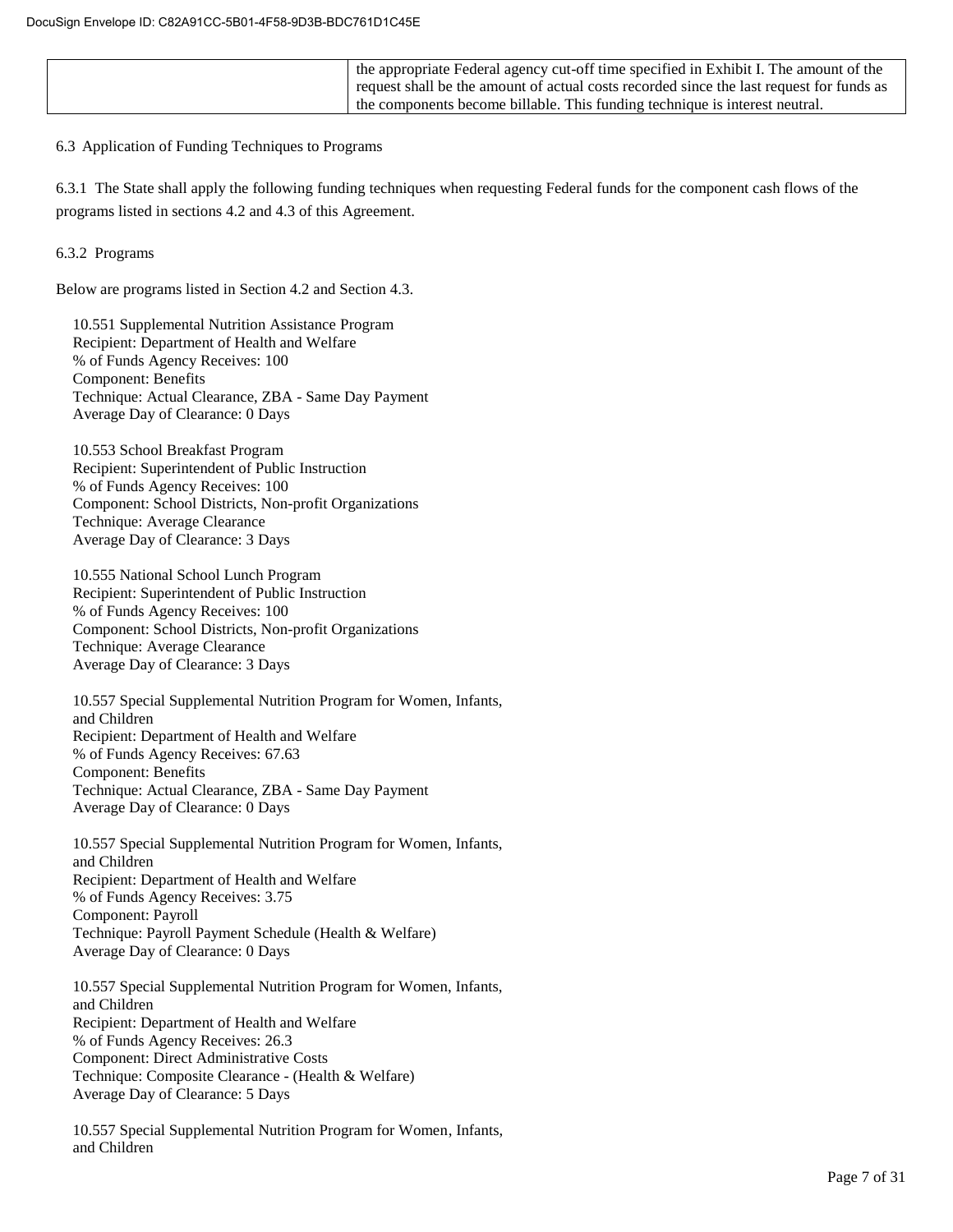| | the appropriate Federal agency cut-off time specified in Exhibit I. The amount of the request shall be the amount of actual costs recorded since the last request for funds as the components become billable. This funding technique is interest neutral. |
|---|---|

6.3 Application of Funding Techniques to Programs

6.3.1 The State shall apply the following funding techniques when requesting Federal funds for the component cash flows of the programs listed in sections 4.2 and 4.3 of this Agreement.

6.3.2 Programs

Below are programs listed in Section 4.2 and Section 4.3.

10.551 Supplemental Nutrition Assistance Program
Recipient: Department of Health and Welfare
% of Funds Agency Receives: 100
Component: Benefits
Technique: Actual Clearance, ZBA - Same Day Payment
Average Day of Clearance: 0 Days

10.553 School Breakfast Program
Recipient: Superintendent of Public Instruction
% of Funds Agency Receives: 100
Component: School Districts, Non-profit Organizations
Technique: Average Clearance
Average Day of Clearance: 3 Days

10.555 National School Lunch Program
Recipient: Superintendent of Public Instruction
% of Funds Agency Receives: 100
Component: School Districts, Non-profit Organizations
Technique: Average Clearance
Average Day of Clearance: 3 Days

10.557 Special Supplemental Nutrition Program for Women, Infants, and Children
Recipient: Department of Health and Welfare
% of Funds Agency Receives: 67.63
Component: Benefits
Technique: Actual Clearance, ZBA - Same Day Payment
Average Day of Clearance: 0 Days

10.557 Special Supplemental Nutrition Program for Women, Infants, and Children
Recipient: Department of Health and Welfare
% of Funds Agency Receives: 3.75
Component: Payroll
Technique: Payroll Payment Schedule (Health & Welfare)
Average Day of Clearance: 0 Days

10.557 Special Supplemental Nutrition Program for Women, Infants, and Children
Recipient: Department of Health and Welfare
% of Funds Agency Receives: 26.3
Component: Direct Administrative Costs
Technique: Composite Clearance - (Health & Welfare)
Average Day of Clearance: 5 Days

10.557 Special Supplemental Nutrition Program for Women, Infants, and Children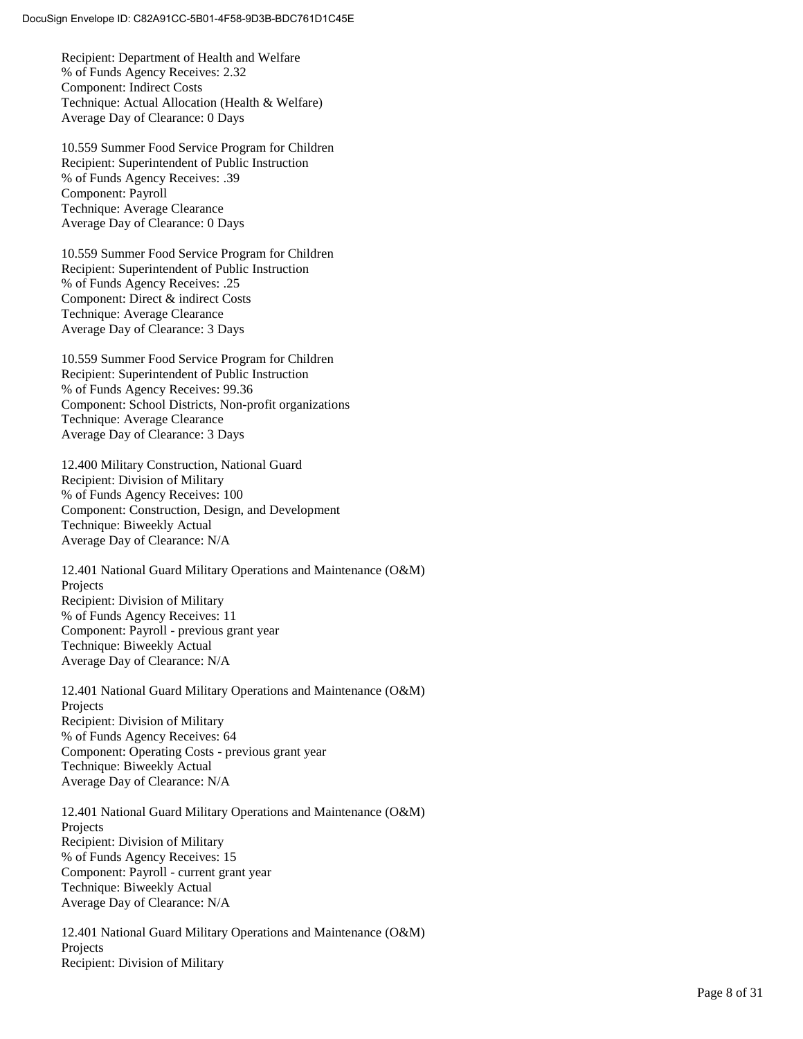Recipient: Department of Health and Welfare
% of Funds Agency Receives: 2.32
Component: Indirect Costs
Technique: Actual Allocation (Health & Welfare)
Average Day of Clearance: 0 Days

10.559 Summer Food Service Program for Children
Recipient: Superintendent of Public Instruction
% of Funds Agency Receives: .39
Component: Payroll
Technique: Average Clearance
Average Day of Clearance: 0 Days

10.559 Summer Food Service Program for Children
Recipient: Superintendent of Public Instruction
% of Funds Agency Receives: .25
Component: Direct & indirect Costs
Technique: Average Clearance
Average Day of Clearance: 3 Days

10.559 Summer Food Service Program for Children
Recipient: Superintendent of Public Instruction
% of Funds Agency Receives: 99.36
Component: School Districts, Non-profit organizations
Technique: Average Clearance
Average Day of Clearance: 3 Days

12.400 Military Construction, National Guard
Recipient: Division of Military
% of Funds Agency Receives: 100
Component: Construction, Design, and Development
Technique: Biweekly Actual
Average Day of Clearance: N/A

12.401 National Guard Military Operations and Maintenance (O&M) Projects
Recipient: Division of Military
% of Funds Agency Receives: 11
Component: Payroll - previous grant year
Technique: Biweekly Actual
Average Day of Clearance: N/A

12.401 National Guard Military Operations and Maintenance (O&M) Projects
Recipient: Division of Military
% of Funds Agency Receives: 64
Component: Operating Costs - previous grant year
Technique: Biweekly Actual
Average Day of Clearance: N/A

12.401 National Guard Military Operations and Maintenance (O&M) Projects
Recipient: Division of Military
% of Funds Agency Receives: 15
Component: Payroll - current grant year
Technique: Biweekly Actual
Average Day of Clearance: N/A

12.401 National Guard Military Operations and Maintenance (O&M) Projects
Recipient: Division of Military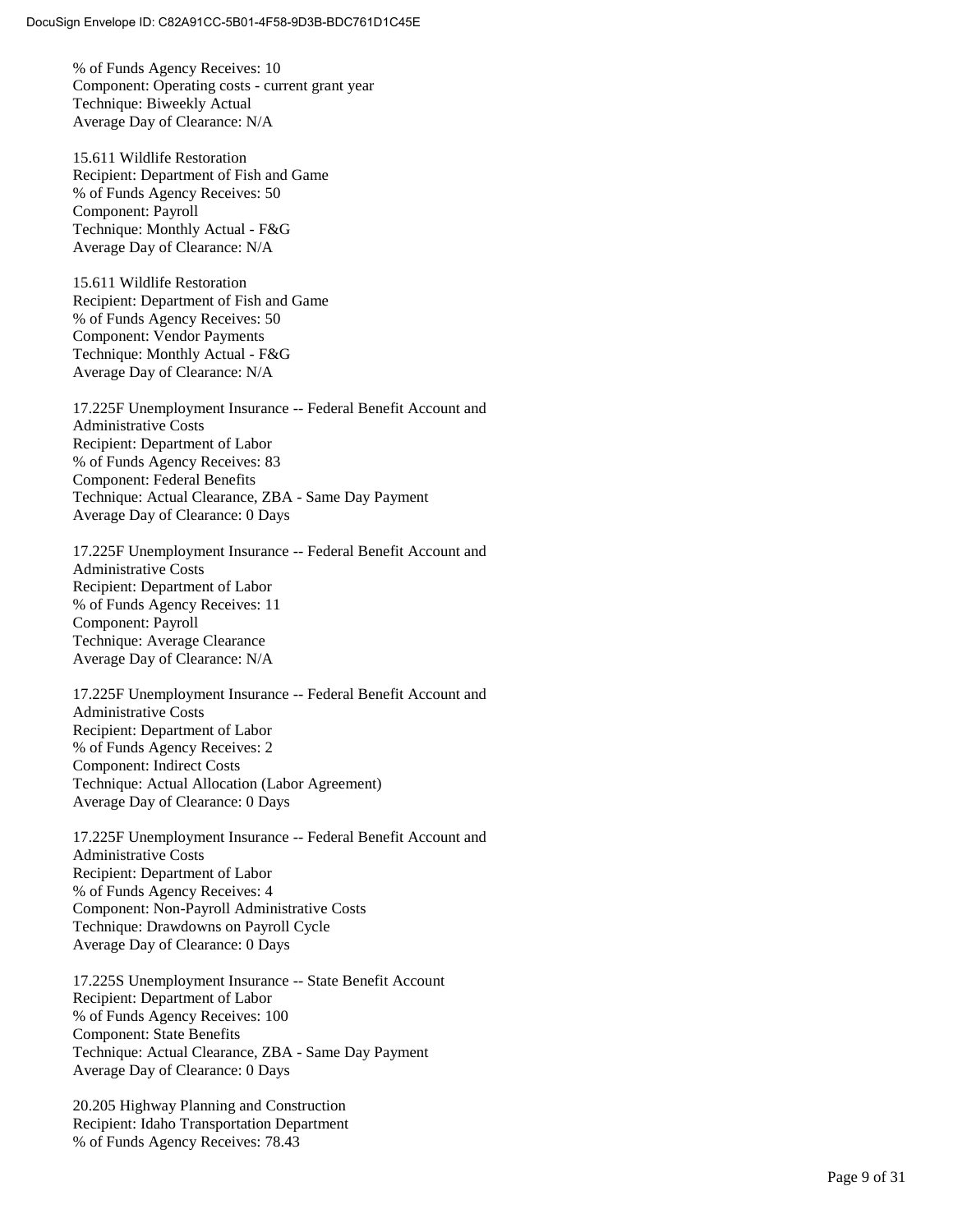% of Funds Agency Receives: 10
Component: Operating costs - current grant year
Technique: Biweekly Actual
Average Day of Clearance: N/A

15.611 Wildlife Restoration
Recipient: Department of Fish and Game
% of Funds Agency Receives: 50
Component: Payroll
Technique: Monthly Actual - F&G
Average Day of Clearance: N/A

15.611 Wildlife Restoration
Recipient: Department of Fish and Game
% of Funds Agency Receives: 50
Component: Vendor Payments
Technique: Monthly Actual - F&G
Average Day of Clearance: N/A

17.225F Unemployment Insurance -- Federal Benefit Account and Administrative Costs
Recipient: Department of Labor
% of Funds Agency Receives: 83
Component: Federal Benefits
Technique: Actual Clearance, ZBA - Same Day Payment
Average Day of Clearance: 0 Days

17.225F Unemployment Insurance -- Federal Benefit Account and Administrative Costs
Recipient: Department of Labor
% of Funds Agency Receives: 11
Component: Payroll
Technique: Average Clearance
Average Day of Clearance: N/A

17.225F Unemployment Insurance -- Federal Benefit Account and Administrative Costs
Recipient: Department of Labor
% of Funds Agency Receives: 2
Component: Indirect Costs
Technique: Actual Allocation (Labor Agreement)
Average Day of Clearance: 0 Days

17.225F Unemployment Insurance -- Federal Benefit Account and Administrative Costs
Recipient: Department of Labor
% of Funds Agency Receives: 4
Component: Non-Payroll Administrative Costs
Technique: Drawdowns on Payroll Cycle
Average Day of Clearance: 0 Days

17.225S Unemployment Insurance -- State Benefit Account
Recipient: Department of Labor
% of Funds Agency Receives: 100
Component: State Benefits
Technique: Actual Clearance, ZBA - Same Day Payment
Average Day of Clearance: 0 Days

20.205 Highway Planning and Construction
Recipient: Idaho Transportation Department
% of Funds Agency Receives: 78.43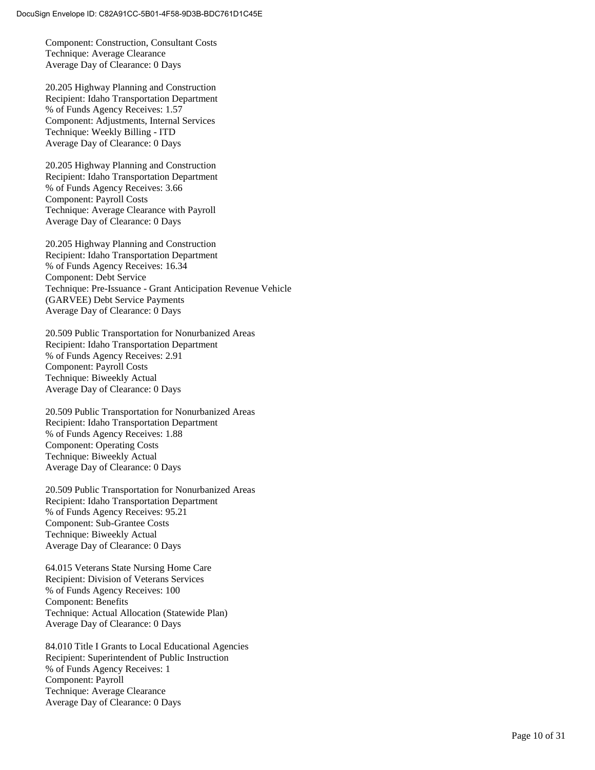Component: Construction, Consultant Costs
Technique: Average Clearance
Average Day of Clearance: 0 Days

20.205 Highway Planning and Construction
Recipient: Idaho Transportation Department
% of Funds Agency Receives: 1.57
Component: Adjustments, Internal Services
Technique: Weekly Billing - ITD
Average Day of Clearance: 0 Days

20.205 Highway Planning and Construction
Recipient: Idaho Transportation Department
% of Funds Agency Receives: 3.66
Component: Payroll Costs
Technique: Average Clearance with Payroll
Average Day of Clearance: 0 Days

20.205 Highway Planning and Construction
Recipient: Idaho Transportation Department
% of Funds Agency Receives: 16.34
Component: Debt Service
Technique: Pre-Issuance - Grant Anticipation Revenue Vehicle (GARVEE) Debt Service Payments
Average Day of Clearance: 0 Days

20.509 Public Transportation for Nonurbanized Areas
Recipient: Idaho Transportation Department
% of Funds Agency Receives: 2.91
Component: Payroll Costs
Technique: Biweekly Actual
Average Day of Clearance: 0 Days

20.509 Public Transportation for Nonurbanized Areas
Recipient: Idaho Transportation Department
% of Funds Agency Receives: 1.88
Component: Operating Costs
Technique: Biweekly Actual
Average Day of Clearance: 0 Days

20.509 Public Transportation for Nonurbanized Areas
Recipient: Idaho Transportation Department
% of Funds Agency Receives: 95.21
Component: Sub-Grantee Costs
Technique: Biweekly Actual
Average Day of Clearance: 0 Days

64.015 Veterans State Nursing Home Care
Recipient: Division of Veterans Services
% of Funds Agency Receives: 100
Component: Benefits
Technique: Actual Allocation (Statewide Plan)
Average Day of Clearance: 0 Days

84.010 Title I Grants to Local Educational Agencies
Recipient: Superintendent of Public Instruction
% of Funds Agency Receives: 1
Component: Payroll
Technique: Average Clearance
Average Day of Clearance: 0 Days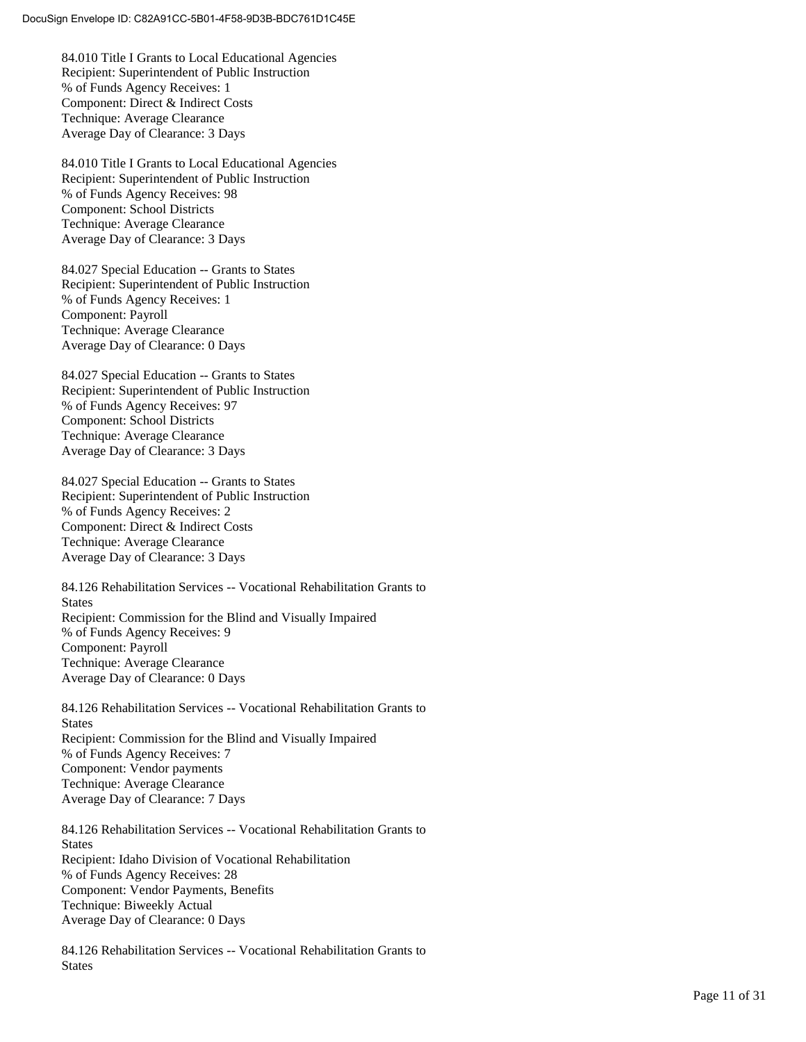84.010 Title I Grants to Local Educational Agencies
Recipient: Superintendent of Public Instruction
% of Funds Agency Receives: 1
Component: Direct & Indirect Costs
Technique: Average Clearance
Average Day of Clearance: 3 Days

84.010 Title I Grants to Local Educational Agencies
Recipient: Superintendent of Public Instruction
% of Funds Agency Receives: 98
Component: School Districts
Technique: Average Clearance
Average Day of Clearance: 3 Days

84.027 Special Education -- Grants to States
Recipient: Superintendent of Public Instruction
% of Funds Agency Receives: 1
Component: Payroll
Technique: Average Clearance
Average Day of Clearance: 0 Days

84.027 Special Education -- Grants to States
Recipient: Superintendent of Public Instruction
% of Funds Agency Receives: 97
Component: School Districts
Technique: Average Clearance
Average Day of Clearance: 3 Days

84.027 Special Education -- Grants to States
Recipient: Superintendent of Public Instruction
% of Funds Agency Receives: 2
Component: Direct & Indirect Costs
Technique: Average Clearance
Average Day of Clearance: 3 Days

84.126 Rehabilitation Services -- Vocational Rehabilitation Grants to States
Recipient: Commission for the Blind and Visually Impaired
% of Funds Agency Receives: 9
Component: Payroll
Technique: Average Clearance
Average Day of Clearance: 0 Days

84.126 Rehabilitation Services -- Vocational Rehabilitation Grants to States
Recipient: Commission for the Blind and Visually Impaired
% of Funds Agency Receives: 7
Component: Vendor payments
Technique: Average Clearance
Average Day of Clearance: 7 Days

84.126 Rehabilitation Services -- Vocational Rehabilitation Grants to States
Recipient: Idaho Division of Vocational Rehabilitation
% of Funds Agency Receives: 28
Component: Vendor Payments, Benefits
Technique: Biweekly Actual
Average Day of Clearance: 0 Days

84.126 Rehabilitation Services -- Vocational Rehabilitation Grants to States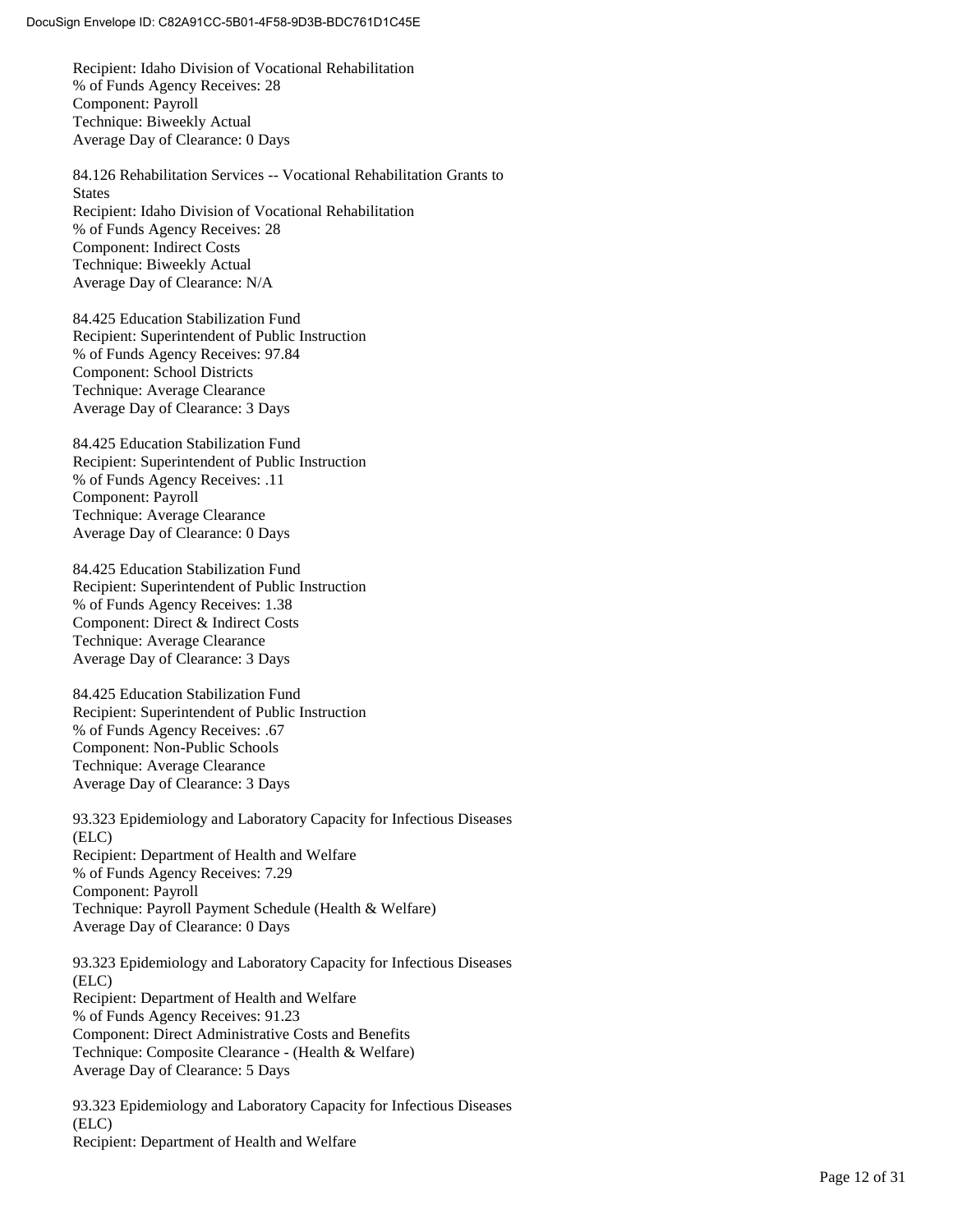Recipient: Idaho Division of Vocational Rehabilitation
% of Funds Agency Receives: 28
Component: Payroll
Technique: Biweekly Actual
Average Day of Clearance: 0 Days

84.126 Rehabilitation Services -- Vocational Rehabilitation Grants to States
Recipient: Idaho Division of Vocational Rehabilitation
% of Funds Agency Receives: 28
Component: Indirect Costs
Technique: Biweekly Actual
Average Day of Clearance: N/A

84.425 Education Stabilization Fund
Recipient: Superintendent of Public Instruction
% of Funds Agency Receives: 97.84
Component: School Districts
Technique: Average Clearance
Average Day of Clearance: 3 Days

84.425 Education Stabilization Fund
Recipient: Superintendent of Public Instruction
% of Funds Agency Receives: .11
Component: Payroll
Technique: Average Clearance
Average Day of Clearance: 0 Days

84.425 Education Stabilization Fund
Recipient: Superintendent of Public Instruction
% of Funds Agency Receives: 1.38
Component: Direct & Indirect Costs
Technique: Average Clearance
Average Day of Clearance: 3 Days

84.425 Education Stabilization Fund
Recipient: Superintendent of Public Instruction
% of Funds Agency Receives: .67
Component: Non-Public Schools
Technique: Average Clearance
Average Day of Clearance: 3 Days

93.323 Epidemiology and Laboratory Capacity for Infectious Diseases (ELC)
Recipient: Department of Health and Welfare
% of Funds Agency Receives: 7.29
Component: Payroll
Technique: Payroll Payment Schedule (Health & Welfare)
Average Day of Clearance: 0 Days

93.323 Epidemiology and Laboratory Capacity for Infectious Diseases (ELC)
Recipient: Department of Health and Welfare
% of Funds Agency Receives: 91.23
Component: Direct Administrative Costs and Benefits
Technique: Composite Clearance - (Health & Welfare)
Average Day of Clearance: 5 Days

93.323 Epidemiology and Laboratory Capacity for Infectious Diseases (ELC)
Recipient: Department of Health and Welfare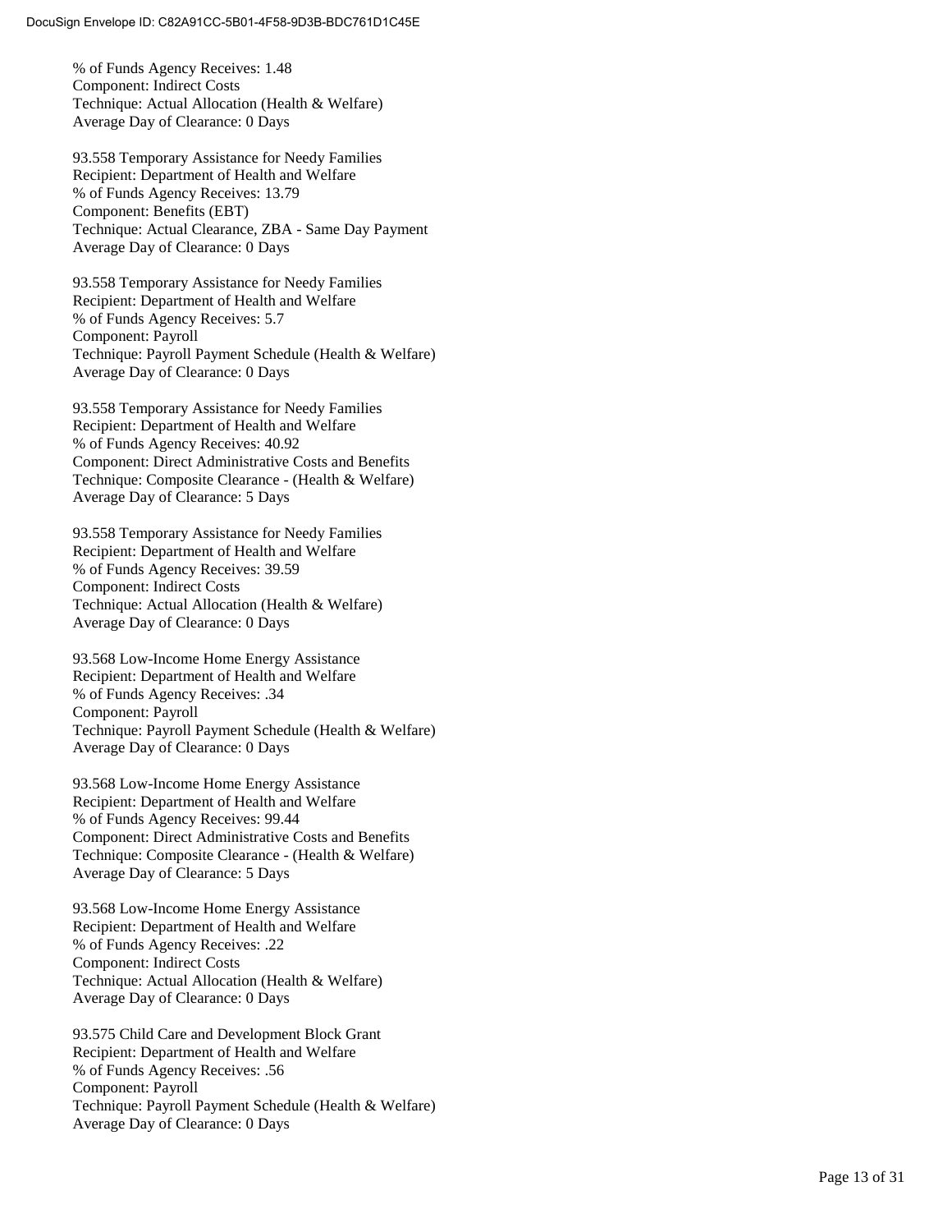% of Funds Agency Receives: 1.48
Component: Indirect Costs
Technique: Actual Allocation (Health & Welfare)
Average Day of Clearance: 0 Days

93.558 Temporary Assistance for Needy Families
Recipient: Department of Health and Welfare
% of Funds Agency Receives: 13.79
Component: Benefits (EBT)
Technique: Actual Clearance, ZBA - Same Day Payment
Average Day of Clearance: 0 Days

93.558 Temporary Assistance for Needy Families
Recipient: Department of Health and Welfare
% of Funds Agency Receives: 5.7
Component: Payroll
Technique: Payroll Payment Schedule (Health & Welfare)
Average Day of Clearance: 0 Days

93.558 Temporary Assistance for Needy Families
Recipient: Department of Health and Welfare
% of Funds Agency Receives: 40.92
Component: Direct Administrative Costs and Benefits
Technique: Composite Clearance - (Health & Welfare)
Average Day of Clearance: 5 Days

93.558 Temporary Assistance for Needy Families
Recipient: Department of Health and Welfare
% of Funds Agency Receives: 39.59
Component: Indirect Costs
Technique: Actual Allocation (Health & Welfare)
Average Day of Clearance: 0 Days

93.568 Low-Income Home Energy Assistance
Recipient: Department of Health and Welfare
% of Funds Agency Receives: .34
Component: Payroll
Technique: Payroll Payment Schedule (Health & Welfare)
Average Day of Clearance: 0 Days

93.568 Low-Income Home Energy Assistance
Recipient: Department of Health and Welfare
% of Funds Agency Receives: 99.44
Component: Direct Administrative Costs and Benefits
Technique: Composite Clearance - (Health & Welfare)
Average Day of Clearance: 5 Days

93.568 Low-Income Home Energy Assistance
Recipient: Department of Health and Welfare
% of Funds Agency Receives: .22
Component: Indirect Costs
Technique: Actual Allocation (Health & Welfare)
Average Day of Clearance: 0 Days

93.575 Child Care and Development Block Grant
Recipient: Department of Health and Welfare
% of Funds Agency Receives: .56
Component: Payroll
Technique: Payroll Payment Schedule (Health & Welfare)
Average Day of Clearance: 0 Days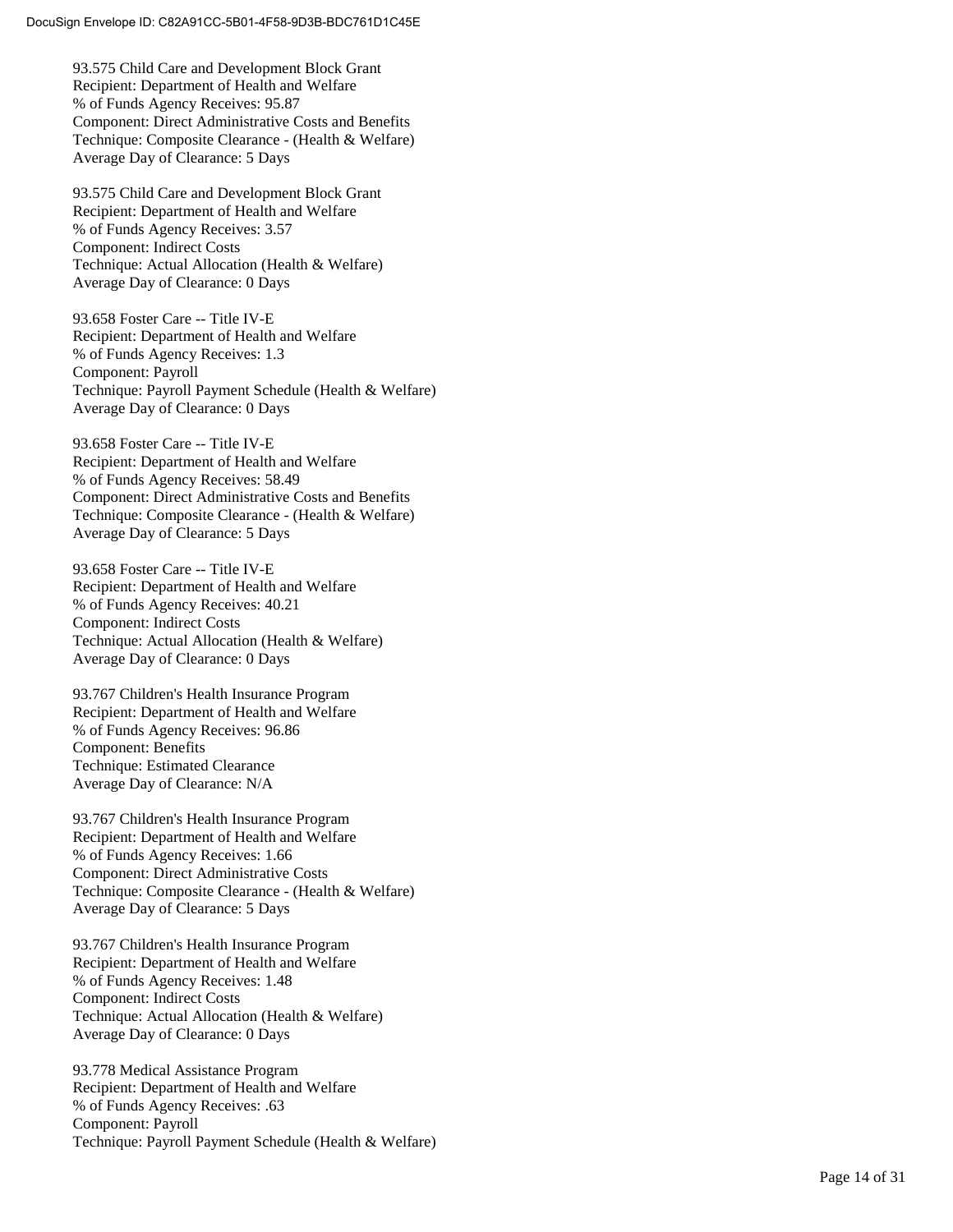93.575 Child Care and Development Block Grant
Recipient: Department of Health and Welfare
% of Funds Agency Receives: 95.87
Component: Direct Administrative Costs and Benefits
Technique: Composite Clearance - (Health & Welfare)
Average Day of Clearance: 5 Days

93.575 Child Care and Development Block Grant
Recipient: Department of Health and Welfare
% of Funds Agency Receives: 3.57
Component: Indirect Costs
Technique: Actual Allocation (Health & Welfare)
Average Day of Clearance: 0 Days

93.658 Foster Care -- Title IV-E
Recipient: Department of Health and Welfare
% of Funds Agency Receives: 1.3
Component: Payroll
Technique: Payroll Payment Schedule (Health & Welfare)
Average Day of Clearance: 0 Days

93.658 Foster Care -- Title IV-E
Recipient: Department of Health and Welfare
% of Funds Agency Receives: 58.49
Component: Direct Administrative Costs and Benefits
Technique: Composite Clearance - (Health & Welfare)
Average Day of Clearance: 5 Days

93.658 Foster Care -- Title IV-E
Recipient: Department of Health and Welfare
% of Funds Agency Receives: 40.21
Component: Indirect Costs
Technique: Actual Allocation (Health & Welfare)
Average Day of Clearance: 0 Days

93.767 Children's Health Insurance Program
Recipient: Department of Health and Welfare
% of Funds Agency Receives: 96.86
Component: Benefits
Technique: Estimated Clearance
Average Day of Clearance: N/A

93.767 Children's Health Insurance Program
Recipient: Department of Health and Welfare
% of Funds Agency Receives: 1.66
Component: Direct Administrative Costs
Technique: Composite Clearance - (Health & Welfare)
Average Day of Clearance: 5 Days

93.767 Children's Health Insurance Program
Recipient: Department of Health and Welfare
% of Funds Agency Receives: 1.48
Component: Indirect Costs
Technique: Actual Allocation (Health & Welfare)
Average Day of Clearance: 0 Days

93.778 Medical Assistance Program
Recipient: Department of Health and Welfare
% of Funds Agency Receives: .63
Component: Payroll
Technique: Payroll Payment Schedule (Health & Welfare)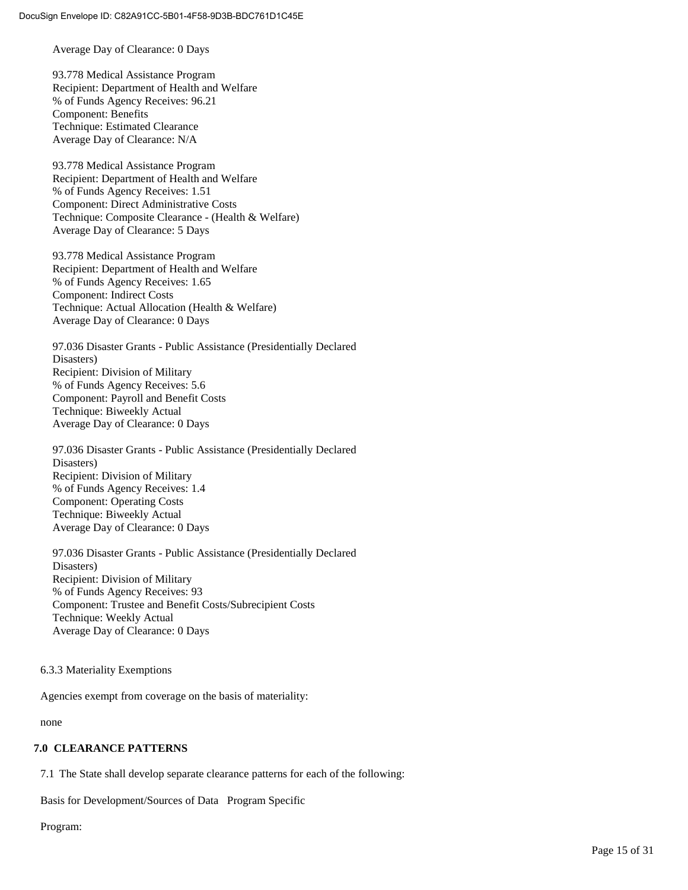Average Day of Clearance: 0 Days

93.778 Medical Assistance Program
Recipient: Department of Health and Welfare
% of Funds Agency Receives: 96.21
Component: Benefits
Technique: Estimated Clearance
Average Day of Clearance: N/A

93.778 Medical Assistance Program
Recipient: Department of Health and Welfare
% of Funds Agency Receives: 1.51
Component: Direct Administrative Costs
Technique: Composite Clearance - (Health & Welfare)
Average Day of Clearance: 5 Days

93.778 Medical Assistance Program
Recipient: Department of Health and Welfare
% of Funds Agency Receives: 1.65
Component: Indirect Costs
Technique: Actual Allocation (Health & Welfare)
Average Day of Clearance: 0 Days

97.036 Disaster Grants - Public Assistance (Presidentially Declared Disasters)
Recipient: Division of Military
% of Funds Agency Receives: 5.6
Component: Payroll and Benefit Costs
Technique: Biweekly Actual
Average Day of Clearance: 0 Days

97.036 Disaster Grants - Public Assistance (Presidentially Declared Disasters)
Recipient: Division of Military
% of Funds Agency Receives: 1.4
Component: Operating Costs
Technique: Biweekly Actual
Average Day of Clearance: 0 Days

97.036 Disaster Grants - Public Assistance (Presidentially Declared Disasters)
Recipient: Division of Military
% of Funds Agency Receives: 93
Component: Trustee and Benefit Costs/Subrecipient Costs
Technique: Weekly Actual
Average Day of Clearance: 0 Days

6.3.3 Materiality Exemptions

Agencies exempt from coverage on the basis of materiality:

none

## 7.0 CLEARANCE PATTERNS

7.1 The State shall develop separate clearance patterns for each of the following:

Basis for Development/Sources of Data Program Specific

Program: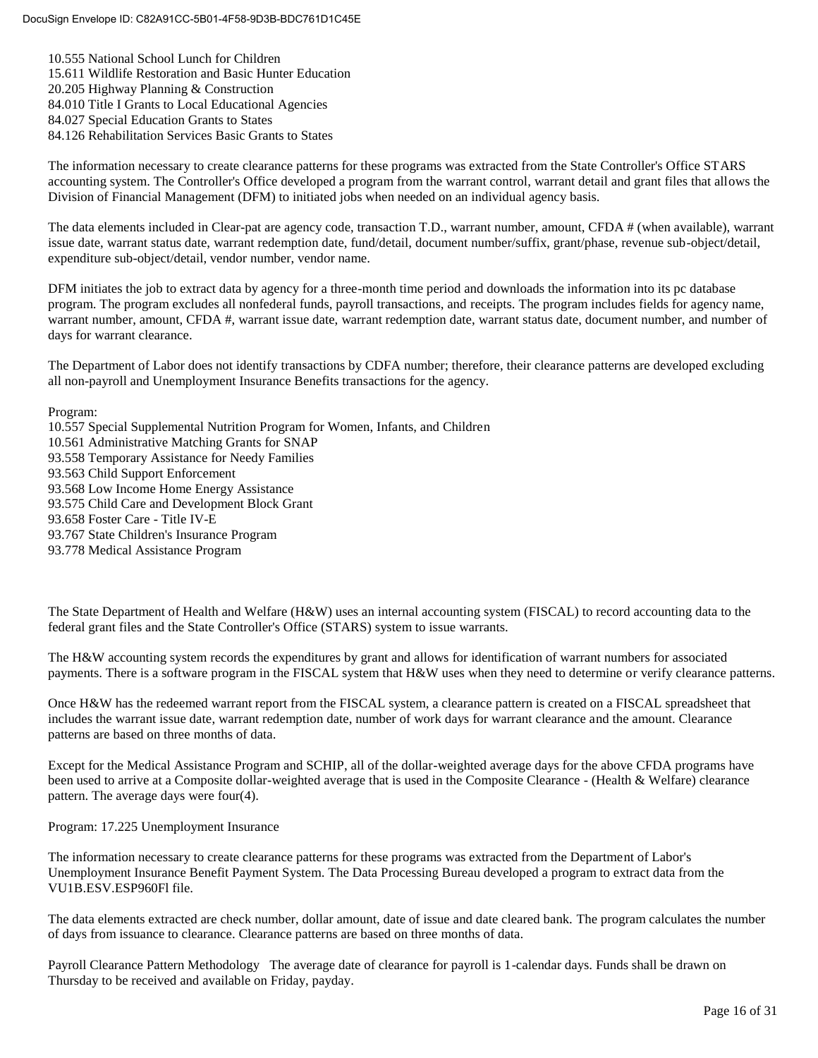10.555 National School Lunch for Children
15.611 Wildlife Restoration and Basic Hunter Education
20.205 Highway Planning & Construction
84.010 Title I Grants to Local Educational Agencies
84.027 Special Education Grants to States
84.126 Rehabilitation Services Basic Grants to States

The information necessary to create clearance patterns for these programs was extracted from the State Controller's Office STARS accounting system. The Controller's Office developed a program from the warrant control, warrant detail and grant files that allows the Division of Financial Management (DFM) to initiated jobs when needed on an individual agency basis.

The data elements included in Clear-pat are agency code, transaction T.D., warrant number, amount, CFDA # (when available), warrant issue date, warrant status date, warrant redemption date, fund/detail, document number/suffix, grant/phase, revenue sub-object/detail, expenditure sub-object/detail, vendor number, vendor name.

DFM initiates the job to extract data by agency for a three-month time period and downloads the information into its pc database program. The program excludes all nonfederal funds, payroll transactions, and receipts. The program includes fields for agency name, warrant number, amount, CFDA #, warrant issue date, warrant redemption date, warrant status date, document number, and number of days for warrant clearance.

The Department of Labor does not identify transactions by CDFA number; therefore, their clearance patterns are developed excluding all non-payroll and Unemployment Insurance Benefits transactions for the agency.

Program:
10.557 Special Supplemental Nutrition Program for Women, Infants, and Children
10.561 Administrative Matching Grants for SNAP
93.558 Temporary Assistance for Needy Families
93.563 Child Support Enforcement
93.568 Low Income Home Energy Assistance
93.575 Child Care and Development Block Grant
93.658 Foster Care - Title IV-E
93.767 State Children's Insurance Program
93.778 Medical Assistance Program

The State Department of Health and Welfare (H&W) uses an internal accounting system (FISCAL) to record accounting data to the federal grant files and the State Controller's Office (STARS) system to issue warrants.

The H&W accounting system records the expenditures by grant and allows for identification of warrant numbers for associated payments. There is a software program in the FISCAL system that H&W uses when they need to determine or verify clearance patterns.

Once H&W has the redeemed warrant report from the FISCAL system, a clearance pattern is created on a FISCAL spreadsheet that includes the warrant issue date, warrant redemption date, number of work days for warrant clearance and the amount. Clearance patterns are based on three months of data.

Except for the Medical Assistance Program and SCHIP, all of the dollar-weighted average days for the above CFDA programs have been used to arrive at a Composite dollar-weighted average that is used in the Composite Clearance - (Health & Welfare) clearance pattern. The average days were four(4).

Program: 17.225 Unemployment Insurance

The information necessary to create clearance patterns for these programs was extracted from the Department of Labor's Unemployment Insurance Benefit Payment System. The Data Processing Bureau developed a program to extract data from the VU1B.ESV.ESP960Fl file.

The data elements extracted are check number, dollar amount, date of issue and date cleared bank. The program calculates the number of days from issuance to clearance. Clearance patterns are based on three months of data.

Payroll Clearance Pattern Methodology The average date of clearance for payroll is 1-calendar days. Funds shall be drawn on Thursday to be received and available on Friday, payday.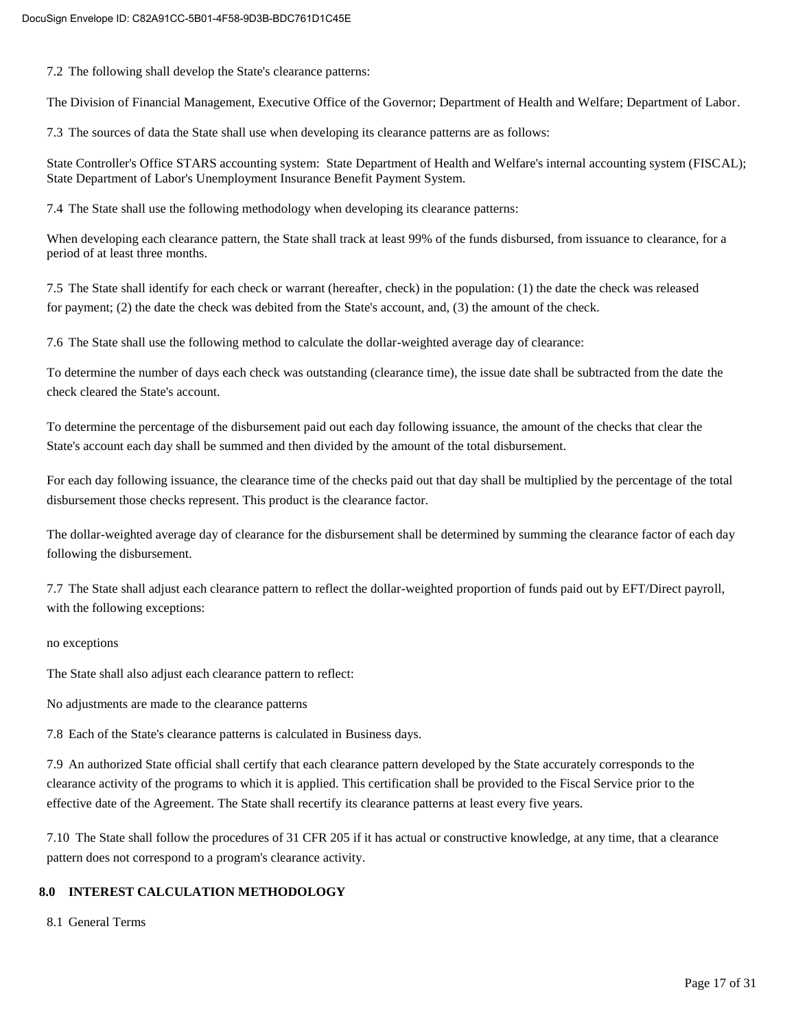7.2 The following shall develop the State's clearance patterns:

The Division of Financial Management, Executive Office of the Governor; Department of Health and Welfare; Department of Labor.

7.3 The sources of data the State shall use when developing its clearance patterns are as follows:

State Controller's Office STARS accounting system: State Department of Health and Welfare's internal accounting system (FISCAL); State Department of Labor's Unemployment Insurance Benefit Payment System.

7.4 The State shall use the following methodology when developing its clearance patterns:

When developing each clearance pattern, the State shall track at least 99% of the funds disbursed, from issuance to clearance, for a period of at least three months.

7.5 The State shall identify for each check or warrant (hereafter, check) in the population: (1) the date the check was released for payment; (2) the date the check was debited from the State's account, and, (3) the amount of the check.

7.6 The State shall use the following method to calculate the dollar-weighted average day of clearance:

To determine the number of days each check was outstanding (clearance time), the issue date shall be subtracted from the date the check cleared the State's account.

To determine the percentage of the disbursement paid out each day following issuance, the amount of the checks that clear the State's account each day shall be summed and then divided by the amount of the total disbursement.

For each day following issuance, the clearance time of the checks paid out that day shall be multiplied by the percentage of the total disbursement those checks represent. This product is the clearance factor.

The dollar-weighted average day of clearance for the disbursement shall be determined by summing the clearance factor of each day following the disbursement.

7.7 The State shall adjust each clearance pattern to reflect the dollar-weighted proportion of funds paid out by EFT/Direct payroll, with the following exceptions:

no exceptions

The State shall also adjust each clearance pattern to reflect:

No adjustments are made to the clearance patterns

7.8 Each of the State's clearance patterns is calculated in Business days.

7.9 An authorized State official shall certify that each clearance pattern developed by the State accurately corresponds to the clearance activity of the programs to which it is applied. This certification shall be provided to the Fiscal Service prior to the effective date of the Agreement. The State shall recertify its clearance patterns at least every five years.

7.10 The State shall follow the procedures of 31 CFR 205 if it has actual or constructive knowledge, at any time, that a clearance pattern does not correspond to a program's clearance activity.

## 8.0 INTEREST CALCULATION METHODOLOGY

8.1 General Terms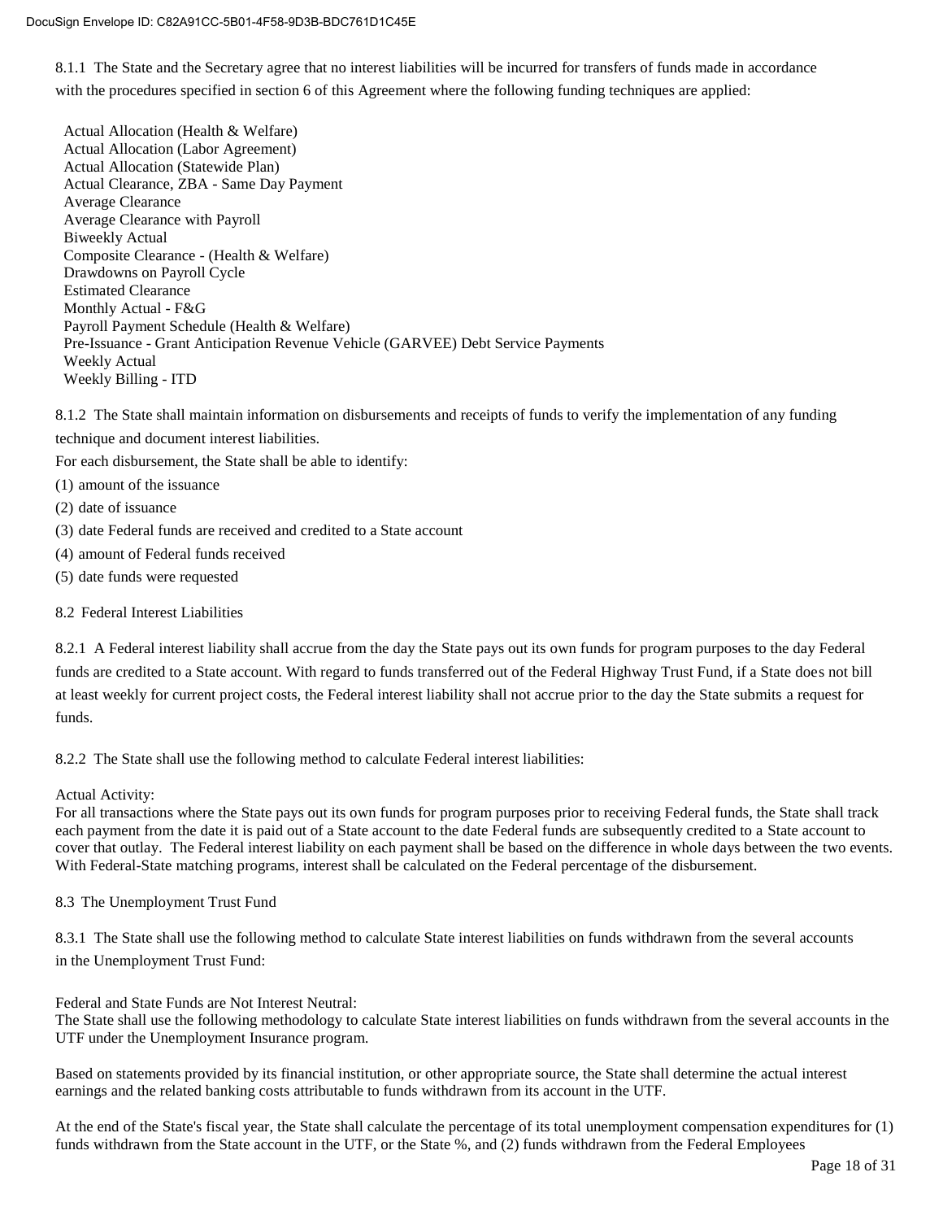8.1.1 The State and the Secretary agree that no interest liabilities will be incurred for transfers of funds made in accordance with the procedures specified in section 6 of this Agreement where the following funding techniques are applied:

Actual Allocation (Health & Welfare)
Actual Allocation (Labor Agreement)
Actual Allocation (Statewide Plan)
Actual Clearance, ZBA - Same Day Payment
Average Clearance
Average Clearance with Payroll
Biweekly Actual
Composite Clearance - (Health & Welfare)
Drawdowns on Payroll Cycle
Estimated Clearance
Monthly Actual - F&G
Payroll Payment Schedule (Health & Welfare)
Pre-Issuance - Grant Anticipation Revenue Vehicle (GARVEE) Debt Service Payments
Weekly Actual
Weekly Billing - ITD

8.1.2 The State shall maintain information on disbursements and receipts of funds to verify the implementation of any funding technique and document interest liabilities.

For each disbursement, the State shall be able to identify:

(1) amount of the issuance

(2) date of issuance

(3) date Federal funds are received and credited to a State account

(4) amount of Federal funds received

(5) date funds were requested

8.2 Federal Interest Liabilities

8.2.1 A Federal interest liability shall accrue from the day the State pays out its own funds for program purposes to the day Federal funds are credited to a State account. With regard to funds transferred out of the Federal Highway Trust Fund, if a State does not bill at least weekly for current project costs, the Federal interest liability shall not accrue prior to the day the State submits a request for funds.

8.2.2 The State shall use the following method to calculate Federal interest liabilities:

Actual Activity:
For all transactions where the State pays out its own funds for program purposes prior to receiving Federal funds, the State shall track each payment from the date it is paid out of a State account to the date Federal funds are subsequently credited to a State account to cover that outlay. The Federal interest liability on each payment shall be based on the difference in whole days between the two events. With Federal-State matching programs, interest shall be calculated on the Federal percentage of the disbursement.

8.3 The Unemployment Trust Fund

8.3.1 The State shall use the following method to calculate State interest liabilities on funds withdrawn from the several accounts in the Unemployment Trust Fund:

Federal and State Funds are Not Interest Neutral:
The State shall use the following methodology to calculate State interest liabilities on funds withdrawn from the several accounts in the UTF under the Unemployment Insurance program.

Based on statements provided by its financial institution, or other appropriate source, the State shall determine the actual interest earnings and the related banking costs attributable to funds withdrawn from its account in the UTF.

At the end of the State's fiscal year, the State shall calculate the percentage of its total unemployment compensation expenditures for (1) funds withdrawn from the State account in the UTF, or the State %, and (2) funds withdrawn from the Federal Employees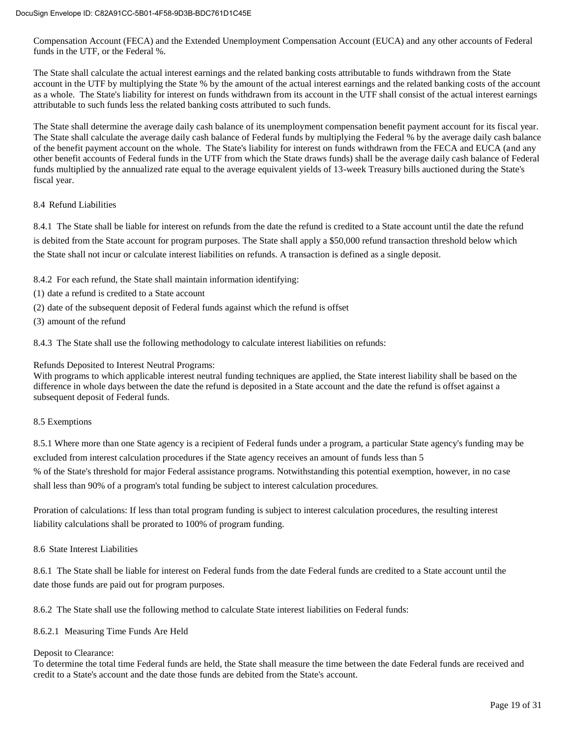Compensation Account (FECA) and the Extended Unemployment Compensation Account (EUCA) and any other accounts of Federal funds in the UTF, or the Federal %.

The State shall calculate the actual interest earnings and the related banking costs attributable to funds withdrawn from the State account in the UTF by multiplying the State % by the amount of the actual interest earnings and the related banking costs of the account as a whole. The State's liability for interest on funds withdrawn from its account in the UTF shall consist of the actual interest earnings attributable to such funds less the related banking costs attributed to such funds.

The State shall determine the average daily cash balance of its unemployment compensation benefit payment account for its fiscal year. The State shall calculate the average daily cash balance of Federal funds by multiplying the Federal % by the average daily cash balance of the benefit payment account on the whole. The State's liability for interest on funds withdrawn from the FECA and EUCA (and any other benefit accounts of Federal funds in the UTF from which the State draws funds) shall be the average daily cash balance of Federal funds multiplied by the annualized rate equal to the average equivalent yields of 13-week Treasury bills auctioned during the State's fiscal year.

8.4 Refund Liabilities

8.4.1 The State shall be liable for interest on refunds from the date the refund is credited to a State account until the date the refund is debited from the State account for program purposes. The State shall apply a $50,000 refund transaction threshold below which the State shall not incur or calculate interest liabilities on refunds. A transaction is defined as a single deposit.

8.4.2 For each refund, the State shall maintain information identifying:

(1) date a refund is credited to a State account

(2) date of the subsequent deposit of Federal funds against which the refund is offset

(3) amount of the refund

8.4.3 The State shall use the following methodology to calculate interest liabilities on refunds:

Refunds Deposited to Interest Neutral Programs:
With programs to which applicable interest neutral funding techniques are applied, the State interest liability shall be based on the difference in whole days between the date the refund is deposited in a State account and the date the refund is offset against a subsequent deposit of Federal funds.

8.5 Exemptions

8.5.1 Where more than one State agency is a recipient of Federal funds under a program, a particular State agency's funding may be excluded from interest calculation procedures if the State agency receives an amount of funds less than 5 % of the State's threshold for major Federal assistance programs. Notwithstanding this potential exemption, however, in no case shall less than 90% of a program's total funding be subject to interest calculation procedures.

Proration of calculations: If less than total program funding is subject to interest calculation procedures, the resulting interest liability calculations shall be prorated to 100% of program funding.

8.6 State Interest Liabilities

8.6.1 The State shall be liable for interest on Federal funds from the date Federal funds are credited to a State account until the date those funds are paid out for program purposes.

8.6.2 The State shall use the following method to calculate State interest liabilities on Federal funds:

8.6.2.1 Measuring Time Funds Are Held

Deposit to Clearance:
To determine the total time Federal funds are held, the State shall measure the time between the date Federal funds are received and credit to a State's account and the date those funds are debited from the State's account.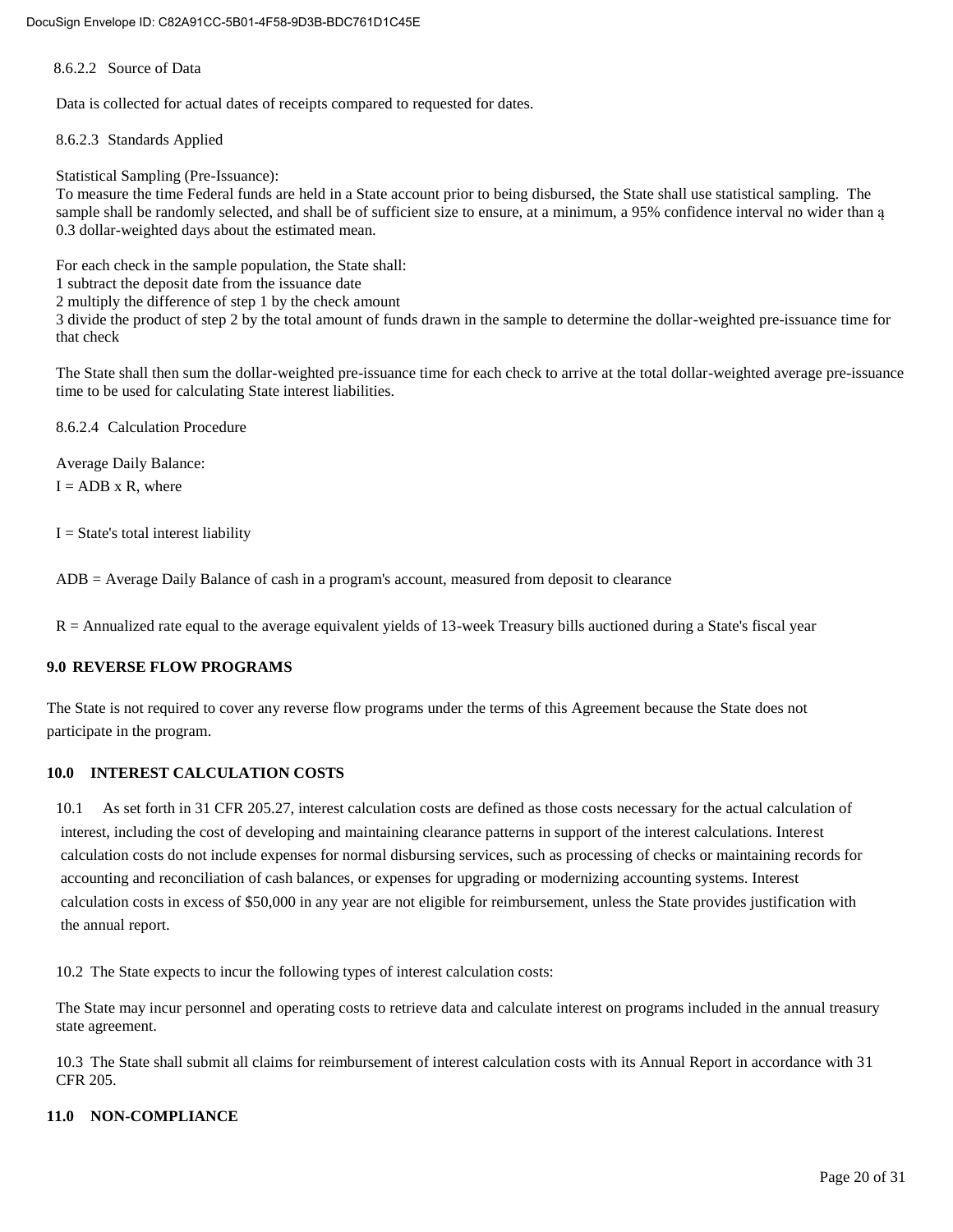8.6.2.2 Source of Data

Data is collected for actual dates of receipts compared to requested for dates.

8.6.2.3 Standards Applied

Statistical Sampling (Pre-Issuance):
To measure the time Federal funds are held in a State account prior to being disbursed, the State shall use statistical sampling. The sample shall be randomly selected, and shall be of sufficient size to ensure, at a minimum, a 95% confidence interval no wider than ą 0.3 dollar-weighted days about the estimated mean.

For each check in the sample population, the State shall:
1 subtract the deposit date from the issuance date
2 multiply the difference of step 1 by the check amount
3 divide the product of step 2 by the total amount of funds drawn in the sample to determine the dollar-weighted pre-issuance time for that check

The State shall then sum the dollar-weighted pre-issuance time for each check to arrive at the total dollar-weighted average pre-issuance time to be used for calculating State interest liabilities.

8.6.2.4 Calculation Procedure

Average Daily Balance:
I = ADB x R, where

I = State's total interest liability

ADB = Average Daily Balance of cash in a program's account, measured from deposit to clearance

R = Annualized rate equal to the average equivalent yields of 13-week Treasury bills auctioned during a State's fiscal year

## 9.0 REVERSE FLOW PROGRAMS

The State is not required to cover any reverse flow programs under the terms of this Agreement because the State does not participate in the program.

## 10.0 INTEREST CALCULATION COSTS

10.1 As set forth in 31 CFR 205.27, interest calculation costs are defined as those costs necessary for the actual calculation of interest, including the cost of developing and maintaining clearance patterns in support of the interest calculations. Interest calculation costs do not include expenses for normal disbursing services, such as processing of checks or maintaining records for accounting and reconciliation of cash balances, or expenses for upgrading or modernizing accounting systems. Interest calculation costs in excess of $50,000 in any year are not eligible for reimbursement, unless the State provides justification with the annual report.

10.2 The State expects to incur the following types of interest calculation costs:

The State may incur personnel and operating costs to retrieve data and calculate interest on programs included in the annual treasury state agreement.

10.3 The State shall submit all claims for reimbursement of interest calculation costs with its Annual Report in accordance with 31 CFR 205.

## 11.0 NON-COMPLIANCE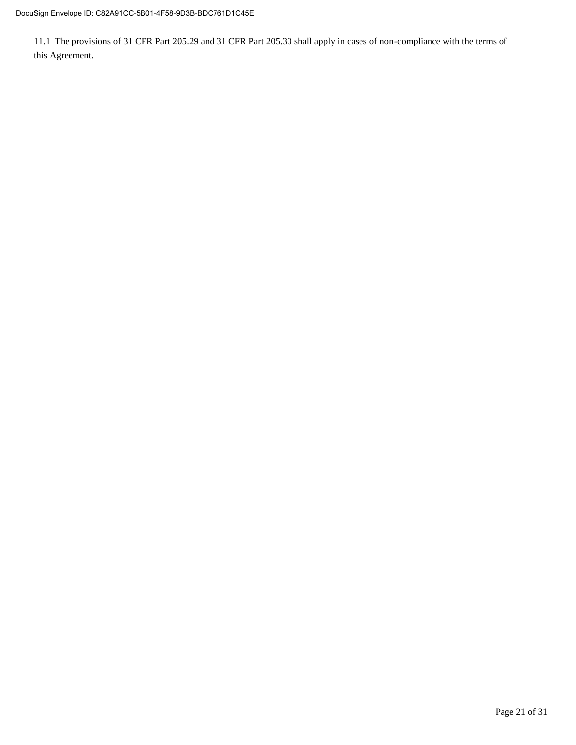11.1 The provisions of 31 CFR Part 205.29 and 31 CFR Part 205.30 shall apply in cases of non-compliance with the terms of this Agreement.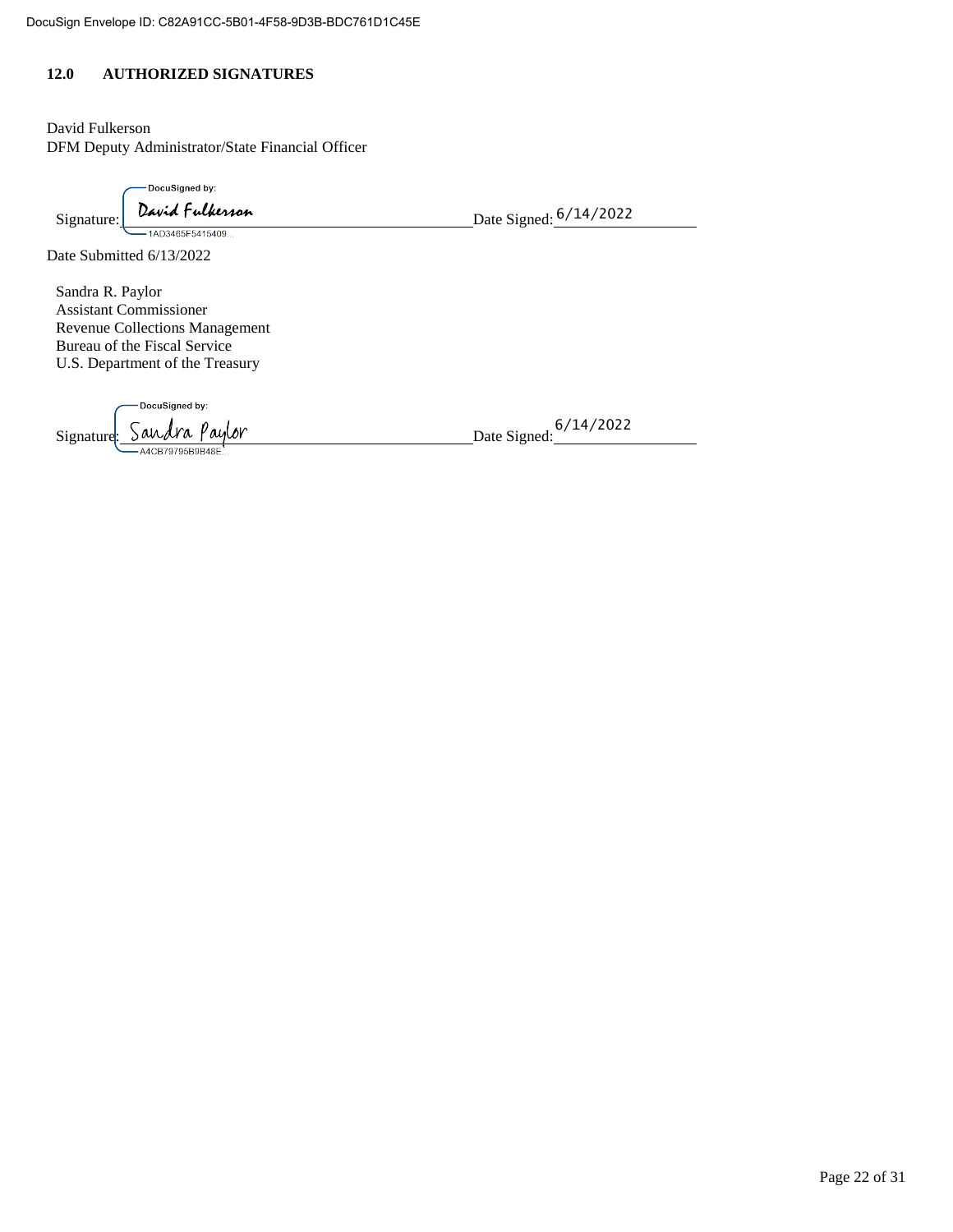## 12.0 AUTHORIZED SIGNATURES

David Fulkerson
DFM Deputy Administrator/State Financial Officer

Signature: DocuSigned by: David Fulkerson 1AD3465F5415409... Date Signed: 6/14/2022

Date Submitted 6/13/2022

Sandra R. Paylor
Assistant Commissioner
Revenue Collections Management
Bureau of the Fiscal Service
U.S. Department of the Treasury

Signature: DocuSigned by: Sandra Paylor A4CB79795B9B48E... Date Signed: 6/14/2022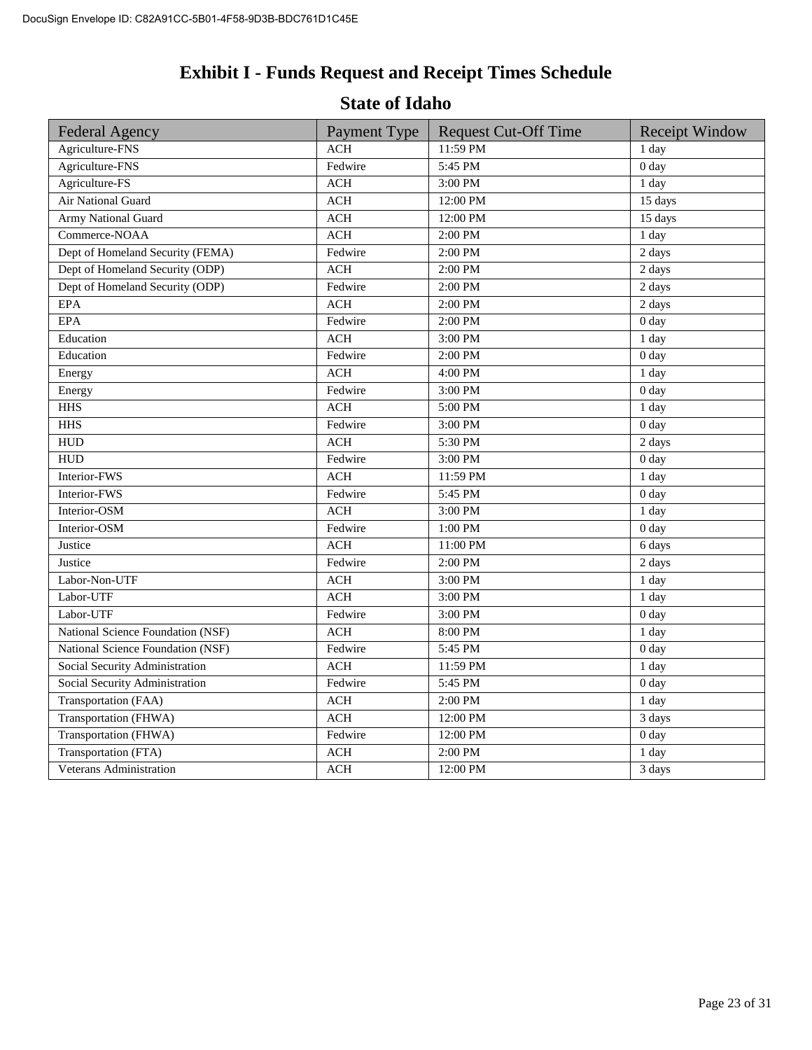# Exhibit I - Funds Request and Receipt Times Schedule

## State of Idaho

| Federal Agency | Payment Type | Request Cut-Off Time | Receipt Window |
|---|---|---|---|
| Agriculture-FNS | ACH | 11:59 PM | 1 day |
| Agriculture-FNS | Fedwire | 5:45 PM | 0 day |
| Agriculture-FS | ACH | 3:00 PM | 1 day |
| Air National Guard | ACH | 12:00 PM | 15 days |
| Army National Guard | ACH | 12:00 PM | 15 days |
| Commerce-NOAA | ACH | 2:00 PM | 1 day |
| Dept of Homeland Security (FEMA) | Fedwire | 2:00 PM | 2 days |
| Dept of Homeland Security (ODP) | ACH | 2:00 PM | 2 days |
| Dept of Homeland Security (ODP) | Fedwire | 2:00 PM | 2 days |
| EPA | ACH | 2:00 PM | 2 days |
| EPA | Fedwire | 2:00 PM | 0 day |
| Education | ACH | 3:00 PM | 1 day |
| Education | Fedwire | 2:00 PM | 0 day |
| Energy | ACH | 4:00 PM | 1 day |
| Energy | Fedwire | 3:00 PM | 0 day |
| HHS | ACH | 5:00 PM | 1 day |
| HHS | Fedwire | 3:00 PM | 0 day |
| HUD | ACH | 5:30 PM | 2 days |
| HUD | Fedwire | 3:00 PM | 0 day |
| Interior-FWS | ACH | 11:59 PM | 1 day |
| Interior-FWS | Fedwire | 5:45 PM | 0 day |
| Interior-OSM | ACH | 3:00 PM | 1 day |
| Interior-OSM | Fedwire | 1:00 PM | 0 day |
| Justice | ACH | 11:00 PM | 6 days |
| Justice | Fedwire | 2:00 PM | 2 days |
| Labor-Non-UTF | ACH | 3:00 PM | 1 day |
| Labor-UTF | ACH | 3:00 PM | 1 day |
| Labor-UTF | Fedwire | 3:00 PM | 0 day |
| National Science Foundation (NSF) | ACH | 8:00 PM | 1 day |
| National Science Foundation (NSF) | Fedwire | 5:45 PM | 0 day |
| Social Security Administration | ACH | 11:59 PM | 1 day |
| Social Security Administration | Fedwire | 5:45 PM | 0 day |
| Transportation (FAA) | ACH | 2:00 PM | 1 day |
| Transportation (FHWA) | ACH | 12:00 PM | 3 days |
| Transportation (FHWA) | Fedwire | 12:00 PM | 0 day |
| Transportation (FTA) | ACH | 2:00 PM | 1 day |
| Veterans Administration | ACH | 12:00 PM | 3 days |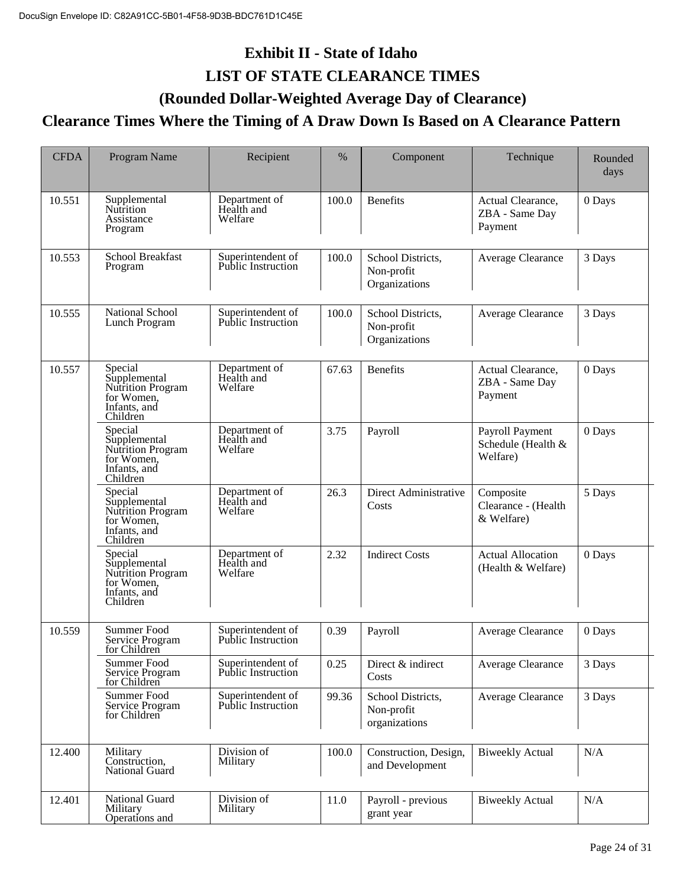DocuSign Envelope ID: C82A91CC-5B01-4F58-9D3B-BDC761D1C45E

# Exhibit II - State of Idaho

## LIST OF STATE CLEARANCE TIMES

## (Rounded Dollar-Weighted Average Day of Clearance)

## Clearance Times Where the Timing of A Draw Down Is Based on A Clearance Pattern

| CFDA | Program Name | Recipient | % | Component | Technique | Rounded days |
|---|---|---|---|---|---|---|
| 10.551 | Supplemental Nutrition Assistance Program | Department of Health and Welfare | 100.0 | Benefits | Actual Clearance, ZBA - Same Day Payment | 0 Days |
| 10.553 | School Breakfast Program | Superintendent of Public Instruction | 100.0 | School Districts, Non-profit Organizations | Average Clearance | 3 Days |
| 10.555 | National School Lunch Program | Superintendent of Public Instruction | 100.0 | School Districts, Non-profit Organizations | Average Clearance | 3 Days |
| 10.557 | Special Supplemental Nutrition Program for Women, Infants, and Children | Department of Health and Welfare | 67.63 | Benefits | Actual Clearance, ZBA - Same Day Payment | 0 Days |
| | Special Supplemental Nutrition Program for Women, Infants, and Children | Department of Health and Welfare | 3.75 | Payroll | Payroll Payment Schedule (Health & Welfare) | 0 Days |
| | Special Supplemental Nutrition Program for Women, Infants, and Children | Department of Health and Welfare | 26.3 | Direct Administrative Costs | Composite Clearance - (Health & Welfare) | 5 Days |
| | Special Supplemental Nutrition Program for Women, Infants, and Children | Department of Health and Welfare | 2.32 | Indirect Costs | Actual Allocation (Health & Welfare) | 0 Days |
| 10.559 | Summer Food Service Program for Children | Superintendent of Public Instruction | 0.39 | Payroll | Average Clearance | 0 Days |
| | Summer Food Service Program for Children | Superintendent of Public Instruction | 0.25 | Direct & indirect Costs | Average Clearance | 3 Days |
| | Summer Food Service Program for Children | Superintendent of Public Instruction | 99.36 | School Districts, Non-profit organizations | Average Clearance | 3 Days |
| 12.400 | Military Construction, National Guard | Division of Military | 100.0 | Construction, Design, and Development | Biweekly Actual | N/A |
| 12.401 | National Guard Military Operations and | Division of Military | 11.0 | Payroll - previous grant year | Biweekly Actual | N/A |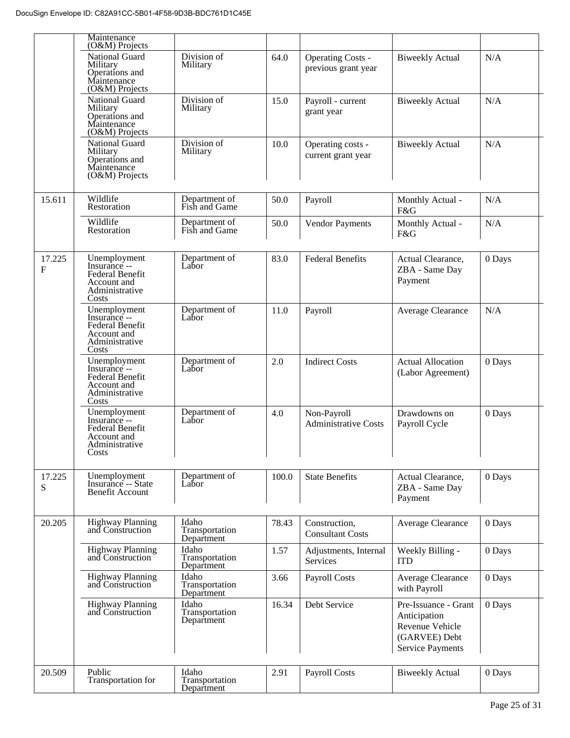| | | | | | | |
|---|---|---|---|---|---|---|
| | Maintenance (O&M) Projects | | | | | |
| | National Guard Military Operations and Maintenance (O&M) Projects | Division of Military | 64.0 | Operating Costs - previous grant year | Biweekly Actual | N/A |
| | National Guard Military Operations and Maintenance (O&M) Projects | Division of Military | 15.0 | Payroll - current grant year | Biweekly Actual | N/A |
| | National Guard Military Operations and Maintenance (O&M) Projects | Division of Military | 10.0 | Operating costs - current grant year | Biweekly Actual | N/A |
| 15.611 | Wildlife Restoration | Department of Fish and Game | 50.0 | Payroll | Monthly Actual - F&G | N/A |
| | Wildlife Restoration | Department of Fish and Game | 50.0 | Vendor Payments | Monthly Actual - F&G | N/A |
| 17.225 F | Unemployment Insurance -- Federal Benefit Account and Administrative Costs | Department of Labor | 83.0 | Federal Benefits | Actual Clearance, ZBA - Same Day Payment | 0 Days |
| | Unemployment Insurance -- Federal Benefit Account and Administrative Costs | Department of Labor | 11.0 | Payroll | Average Clearance | N/A |
| | Unemployment Insurance -- Federal Benefit Account and Administrative Costs | Department of Labor | 2.0 | Indirect Costs | Actual Allocation (Labor Agreement) | 0 Days |
| | Unemployment Insurance -- Federal Benefit Account and Administrative Costs | Department of Labor | 4.0 | Non-Payroll Administrative Costs | Drawdowns on Payroll Cycle | 0 Days |
| 17.225 S | Unemployment Insurance -- State Benefit Account | Department of Labor | 100.0 | State Benefits | Actual Clearance, ZBA - Same Day Payment | 0 Days |
| 20.205 | Highway Planning and Construction | Idaho Transportation Department | 78.43 | Construction, Consultant Costs | Average Clearance | 0 Days |
| | Highway Planning and Construction | Idaho Transportation Department | 1.57 | Adjustments, Internal Services | Weekly Billing - ITD | 0 Days |
| | Highway Planning and Construction | Idaho Transportation Department | 3.66 | Payroll Costs | Average Clearance with Payroll | 0 Days |
| | Highway Planning and Construction | Idaho Transportation Department | 16.34 | Debt Service | Pre-Issuance - Grant Anticipation Revenue Vehicle (GARVEE) Debt Service Payments | 0 Days |
| 20.509 | Public Transportation for | Idaho Transportation Department | 2.91 | Payroll Costs | Biweekly Actual | 0 Days |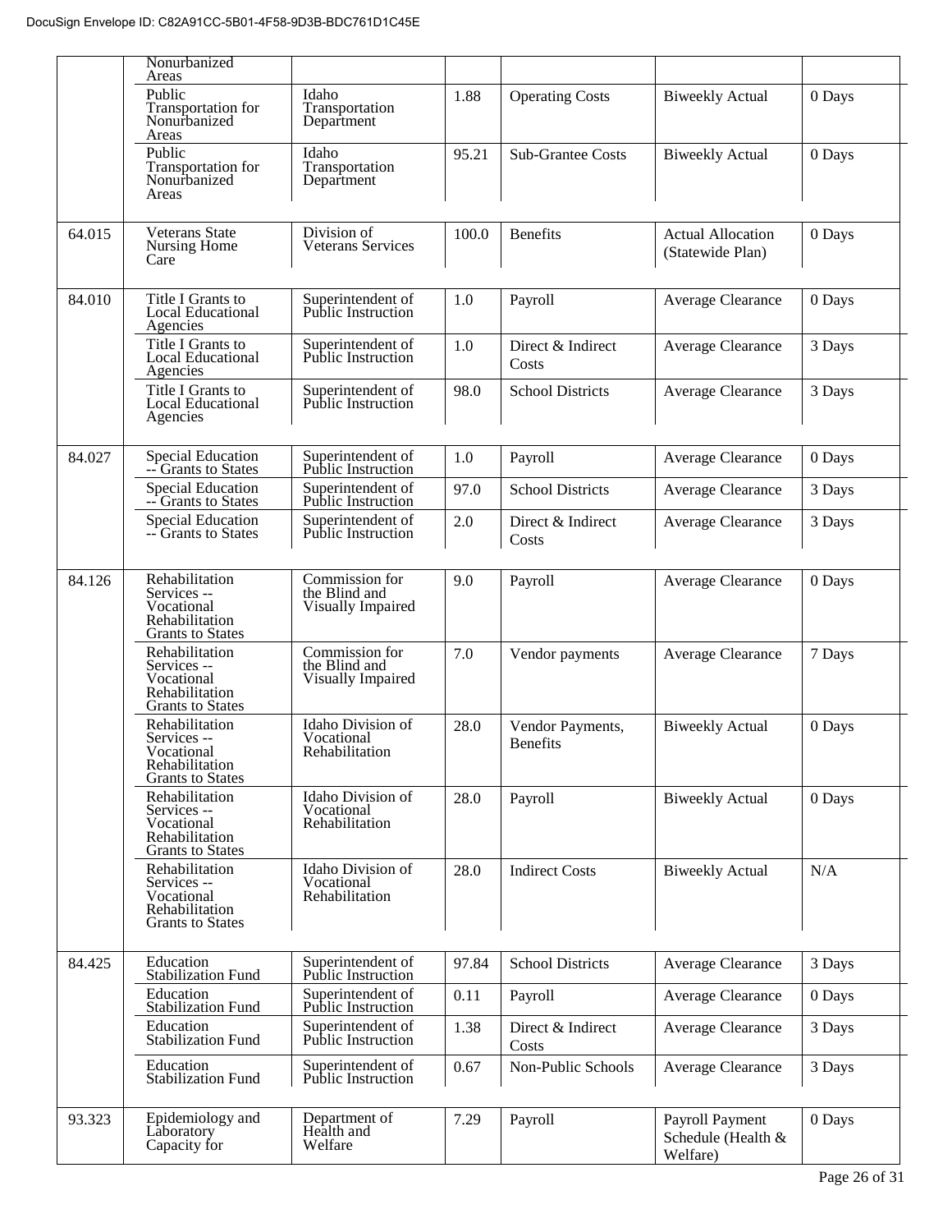| | | | | | | |
|---|---|---|---|---|---|---|
| | Nonurbanized Areas | | | | | |
| | Public Transportation for Nonurbanized Areas | Idaho Transportation Department | 1.88 | Operating Costs | Biweekly Actual | 0 Days |
| | Public Transportation for Nonurbanized Areas | Idaho Transportation Department | 95.21 | Sub-Grantee Costs | Biweekly Actual | 0 Days |
| 64.015 | Veterans State Nursing Home Care | Division of Veterans Services | 100.0 | Benefits | Actual Allocation (Statewide Plan) | 0 Days |
| 84.010 | Title I Grants to Local Educational Agencies | Superintendent of Public Instruction | 1.0 | Payroll | Average Clearance | 0 Days |
| | Title I Grants to Local Educational Agencies | Superintendent of Public Instruction | 1.0 | Direct & Indirect Costs | Average Clearance | 3 Days |
| | Title I Grants to Local Educational Agencies | Superintendent of Public Instruction | 98.0 | School Districts | Average Clearance | 3 Days |
| 84.027 | Special Education -- Grants to States | Superintendent of Public Instruction | 1.0 | Payroll | Average Clearance | 0 Days |
| | Special Education -- Grants to States | Superintendent of Public Instruction | 97.0 | School Districts | Average Clearance | 3 Days |
| | Special Education -- Grants to States | Superintendent of Public Instruction | 2.0 | Direct & Indirect Costs | Average Clearance | 3 Days |
| 84.126 | Rehabilitation Services -- Vocational Rehabilitation Grants to States | Commission for the Blind and Visually Impaired | 9.0 | Payroll | Average Clearance | 0 Days |
| | Rehabilitation Services -- Vocational Rehabilitation Grants to States | Commission for the Blind and Visually Impaired | 7.0 | Vendor payments | Average Clearance | 7 Days |
| | Rehabilitation Services -- Vocational Rehabilitation Grants to States | Idaho Division of Vocational Rehabilitation | 28.0 | Vendor Payments, Benefits | Biweekly Actual | 0 Days |
| | Rehabilitation Services -- Vocational Rehabilitation Grants to States | Idaho Division of Vocational Rehabilitation | 28.0 | Payroll | Biweekly Actual | 0 Days |
| | Rehabilitation Services -- Vocational Rehabilitation Grants to States | Idaho Division of Vocational Rehabilitation | 28.0 | Indirect Costs | Biweekly Actual | N/A |
| 84.425 | Education Stabilization Fund | Superintendent of Public Instruction | 97.84 | School Districts | Average Clearance | 3 Days |
| | Education Stabilization Fund | Superintendent of Public Instruction | 0.11 | Payroll | Average Clearance | 0 Days |
| | Education Stabilization Fund | Superintendent of Public Instruction | 1.38 | Direct & Indirect Costs | Average Clearance | 3 Days |
| | Education Stabilization Fund | Superintendent of Public Instruction | 0.67 | Non-Public Schools | Average Clearance | 3 Days |
| 93.323 | Epidemiology and Laboratory Capacity for | Department of Health and Welfare | 7.29 | Payroll | Payroll Payment Schedule (Health & Welfare) | 0 Days |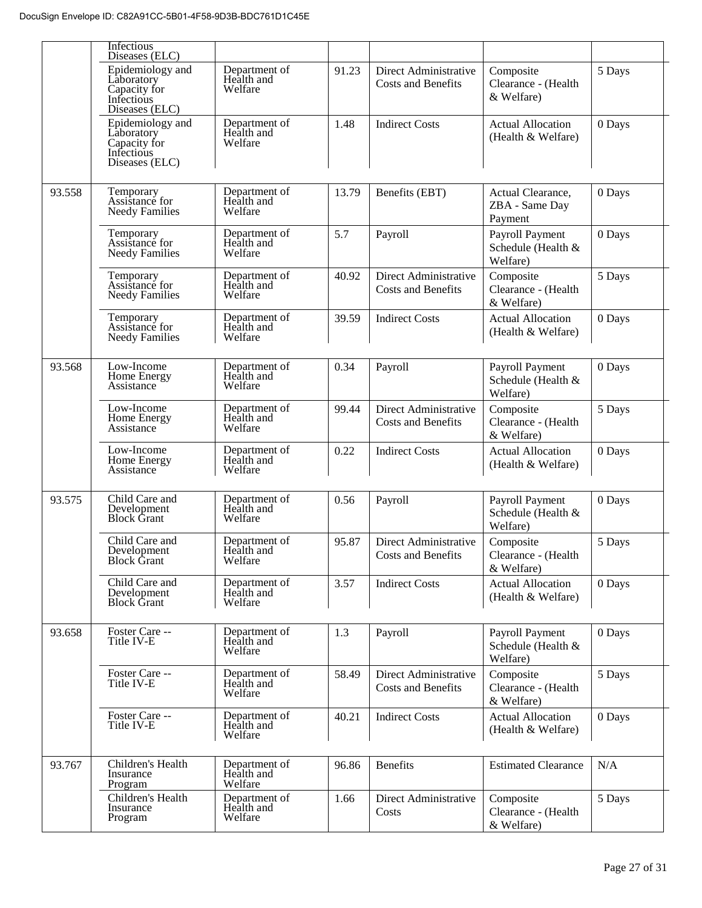| | | | | | | |
|---|---|---|---|---|---|---|
| | Infectious Diseases (ELC) | | | | | |
| | Epidemiology and Laboratory Capacity for Infectious Diseases (ELC) | Department of Health and Welfare | 91.23 | Direct Administrative Costs and Benefits | Composite Clearance - (Health & Welfare) | 5 Days |
| | Epidemiology and Laboratory Capacity for Infectious Diseases (ELC) | Department of Health and Welfare | 1.48 | Indirect Costs | Actual Allocation (Health & Welfare) | 0 Days |
| 93.558 | Temporary Assistance for Needy Families | Department of Health and Welfare | 13.79 | Benefits (EBT) | Actual Clearance, ZBA - Same Day Payment | 0 Days |
| | Temporary Assistance for Needy Families | Department of Health and Welfare | 5.7 | Payroll | Payroll Payment Schedule (Health & Welfare) | 0 Days |
| | Temporary Assistance for Needy Families | Department of Health and Welfare | 40.92 | Direct Administrative Costs and Benefits | Composite Clearance - (Health & Welfare) | 5 Days |
| | Temporary Assistance for Needy Families | Department of Health and Welfare | 39.59 | Indirect Costs | Actual Allocation (Health & Welfare) | 0 Days |
| 93.568 | Low-Income Home Energy Assistance | Department of Health and Welfare | 0.34 | Payroll | Payroll Payment Schedule (Health & Welfare) | 0 Days |
| | Low-Income Home Energy Assistance | Department of Health and Welfare | 99.44 | Direct Administrative Costs and Benefits | Composite Clearance - (Health & Welfare) | 5 Days |
| | Low-Income Home Energy Assistance | Department of Health and Welfare | 0.22 | Indirect Costs | Actual Allocation (Health & Welfare) | 0 Days |
| 93.575 | Child Care and Development Block Grant | Department of Health and Welfare | 0.56 | Payroll | Payroll Payment Schedule (Health & Welfare) | 0 Days |
| | Child Care and Development Block Grant | Department of Health and Welfare | 95.87 | Direct Administrative Costs and Benefits | Composite Clearance - (Health & Welfare) | 5 Days |
| | Child Care and Development Block Grant | Department of Health and Welfare | 3.57 | Indirect Costs | Actual Allocation (Health & Welfare) | 0 Days |
| 93.658 | Foster Care -- Title IV-E | Department of Health and Welfare | 1.3 | Payroll | Payroll Payment Schedule (Health & Welfare) | 0 Days |
| | Foster Care -- Title IV-E | Department of Health and Welfare | 58.49 | Direct Administrative Costs and Benefits | Composite Clearance - (Health & Welfare) | 5 Days |
| | Foster Care -- Title IV-E | Department of Health and Welfare | 40.21 | Indirect Costs | Actual Allocation (Health & Welfare) | 0 Days |
| 93.767 | Children's Health Insurance Program | Department of Health and Welfare | 96.86 | Benefits | Estimated Clearance | N/A |
| | Children's Health Insurance Program | Department of Health and Welfare | 1.66 | Direct Administrative Costs | Composite Clearance - (Health & Welfare) | 5 Days |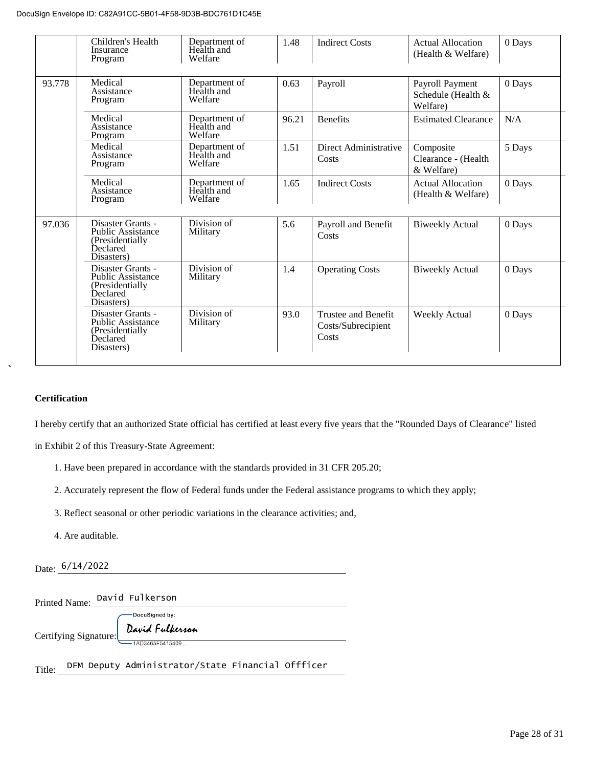DocuSign Envelope ID: C82A91CC-5B01-4F58-9D3B-BDC761D1C45E

| | | | | | | |
|---|---|---|---|---|---|---|
| | Children's Health Insurance Program | Department of Health and Welfare | 1.48 | Indirect Costs | Actual Allocation (Health & Welfare) | 0 Days |
| 93.778 | Medical Assistance Program | Department of Health and Welfare | 0.63 | Payroll | Payroll Payment Schedule (Health & Welfare) | 0 Days |
| | Medical Assistance Program | Department of Health and Welfare | 96.21 | Benefits | Estimated Clearance | N/A |
| | Medical Assistance Program | Department of Health and Welfare | 1.51 | Direct Administrative Costs | Composite Clearance - (Health & Welfare) | 5 Days |
| | Medical Assistance Program | Department of Health and Welfare | 1.65 | Indirect Costs | Actual Allocation (Health & Welfare) | 0 Days |
| 97.036 | Disaster Grants - Public Assistance (Presidentially Declared Disasters) | Division of Military | 5.6 | Payroll and Benefit Costs | Biweekly Actual | 0 Days |
| | Disaster Grants - Public Assistance (Presidentially Declared Disasters) | Division of Military | 1.4 | Operating Costs | Biweekly Actual | 0 Days |
| | Disaster Grants - Public Assistance (Presidentially Declared Disasters) | Division of Military | 93.0 | Trustee and Benefit Costs/Subrecipient Costs | Weekly Actual | 0 Days |

**Certification**

I hereby certify that an authorized State official has certified at least every five years that the "Rounded Days of Clearance" listed in Exhibit 2 of this Treasury-State Agreement:

1. Have been prepared in accordance with the standards provided in 31 CFR 205.20;
2. Accurately represent the flow of Federal funds under the Federal assistance programs to which they apply;
3. Reflect seasonal or other periodic variations in the clearance activities; and,
4. Are auditable.

Date: 6/14/2022

Printed Name: David Fulkerson

Certifying Signature: DocuSigned by: David Fulkerson 1AD3465F5415409...

Title: DFM Deputy Administrator/State Financial Offficer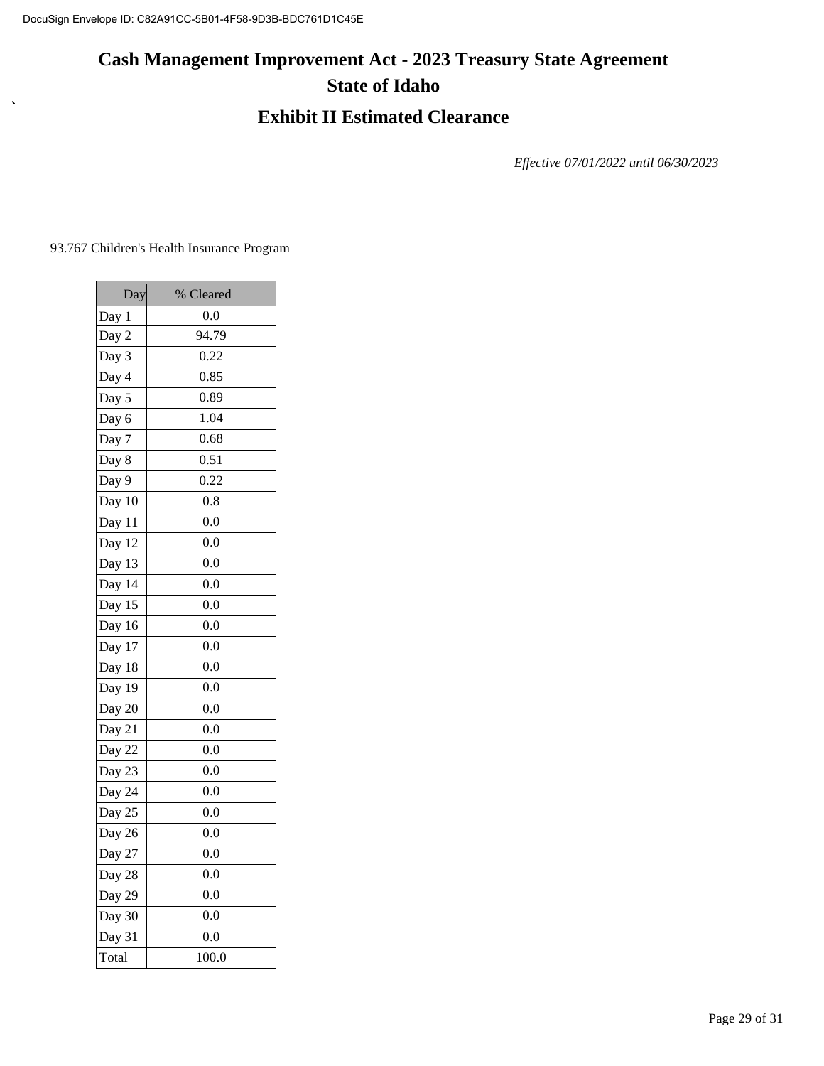DocuSign Envelope ID: C82A91CC-5B01-4F58-9D3B-BDC761D1C45E

# Cash Management Improvement Act - 2023 Treasury State Agreement

# State of Idaho

## Exhibit II Estimated Clearance

*Effective 07/01/2022 until 06/30/2023*

93.767 Children's Health Insurance Program

| Day | % Cleared |
|---|---|
| Day 1 | 0.0 |
| Day 2 | 94.79 |
| Day 3 | 0.22 |
| Day 4 | 0.85 |
| Day 5 | 0.89 |
| Day 6 | 1.04 |
| Day 7 | 0.68 |
| Day 8 | 0.51 |
| Day 9 | 0.22 |
| Day 10 | 0.8 |
| Day 11 | 0.0 |
| Day 12 | 0.0 |
| Day 13 | 0.0 |
| Day 14 | 0.0 |
| Day 15 | 0.0 |
| Day 16 | 0.0 |
| Day 17 | 0.0 |
| Day 18 | 0.0 |
| Day 19 | 0.0 |
| Day 20 | 0.0 |
| Day 21 | 0.0 |
| Day 22 | 0.0 |
| Day 23 | 0.0 |
| Day 24 | 0.0 |
| Day 25 | 0.0 |
| Day 26 | 0.0 |
| Day 27 | 0.0 |
| Day 28 | 0.0 |
| Day 29 | 0.0 |
| Day 30 | 0.0 |
| Day 31 | 0.0 |
| Total | 100.0 |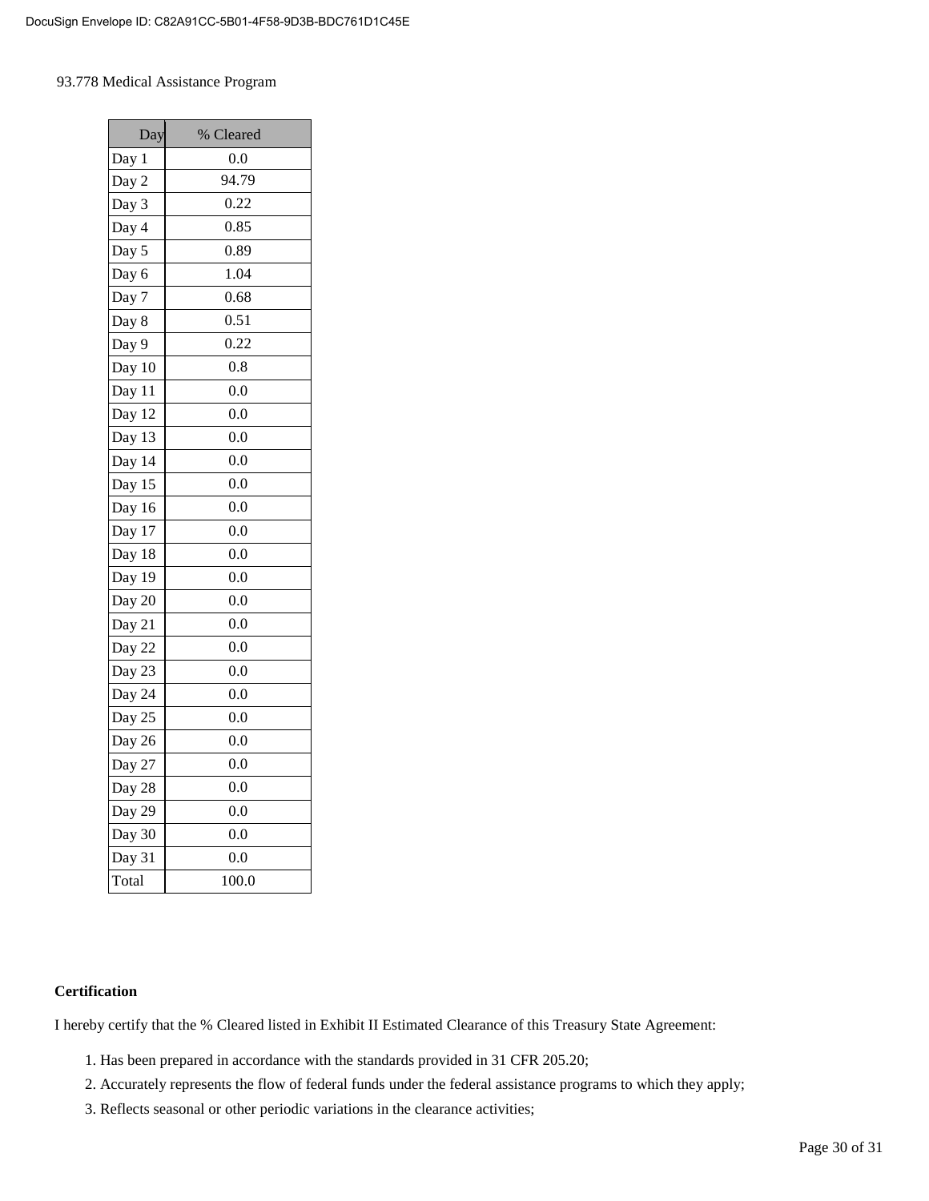93.778 Medical Assistance Program

| Day | % Cleared |
|---|---|
| Day 1 | 0.0 |
| Day 2 | 94.79 |
| Day 3 | 0.22 |
| Day 4 | 0.85 |
| Day 5 | 0.89 |
| Day 6 | 1.04 |
| Day 7 | 0.68 |
| Day 8 | 0.51 |
| Day 9 | 0.22 |
| Day 10 | 0.8 |
| Day 11 | 0.0 |
| Day 12 | 0.0 |
| Day 13 | 0.0 |
| Day 14 | 0.0 |
| Day 15 | 0.0 |
| Day 16 | 0.0 |
| Day 17 | 0.0 |
| Day 18 | 0.0 |
| Day 19 | 0.0 |
| Day 20 | 0.0 |
| Day 21 | 0.0 |
| Day 22 | 0.0 |
| Day 23 | 0.0 |
| Day 24 | 0.0 |
| Day 25 | 0.0 |
| Day 26 | 0.0 |
| Day 27 | 0.0 |
| Day 28 | 0.0 |
| Day 29 | 0.0 |
| Day 30 | 0.0 |
| Day 31 | 0.0 |
| Total | 100.0 |

**Certification**

I hereby certify that the % Cleared listed in Exhibit II Estimated Clearance of this Treasury State Agreement:

1. Has been prepared in accordance with the standards provided in 31 CFR 205.20;
2. Accurately represents the flow of federal funds under the federal assistance programs to which they apply;
3. Reflects seasonal or other periodic variations in the clearance activities;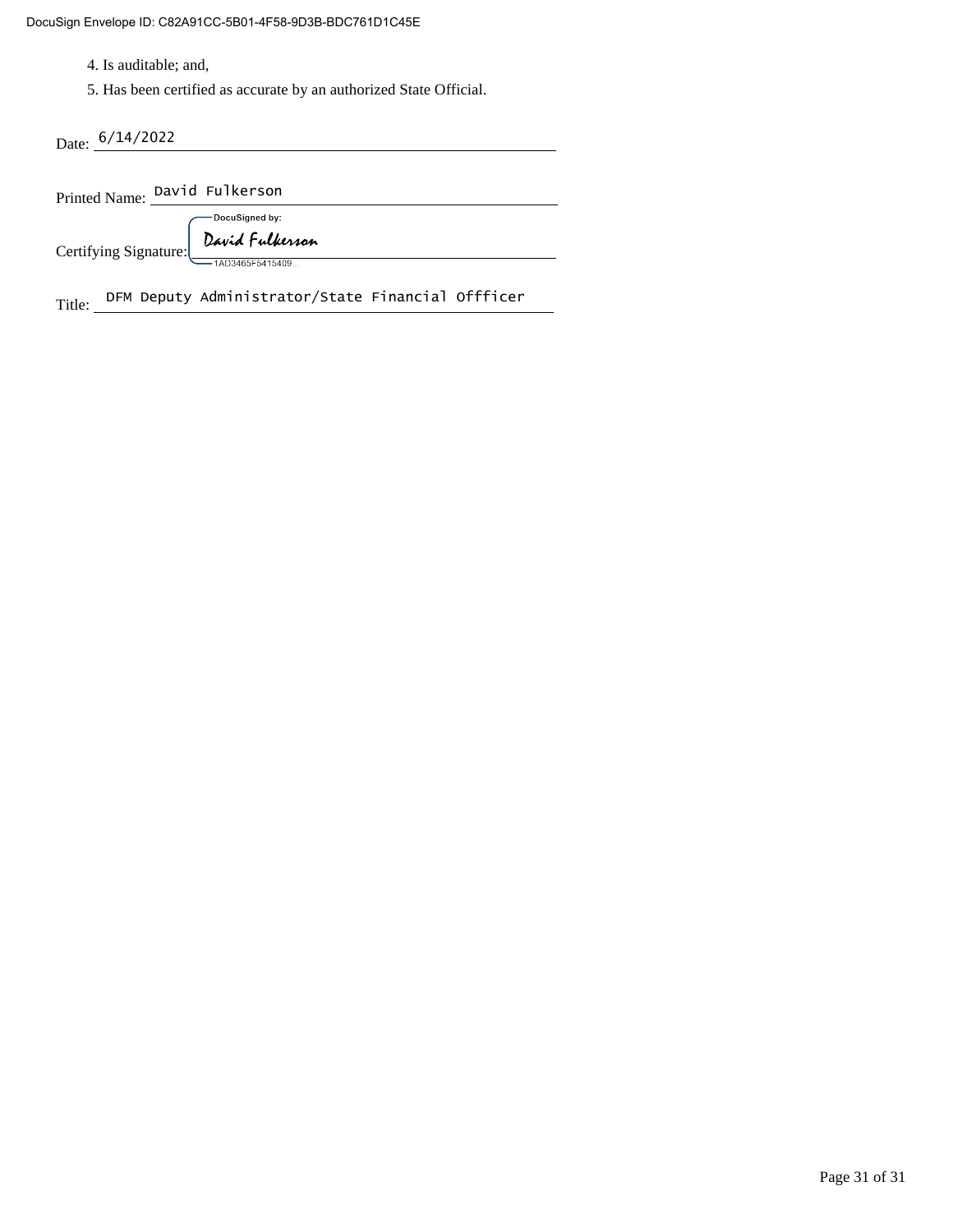4. Is auditable; and,
5. Has been certified as accurate by an authorized State Official.

Date: 6/14/2022

Printed Name: David Fulkerson

Certifying Signature: DocuSigned by: David Fulkerson 1AD3465F5415409...

Title: DFM Deputy Administrator/State Financial Offficer